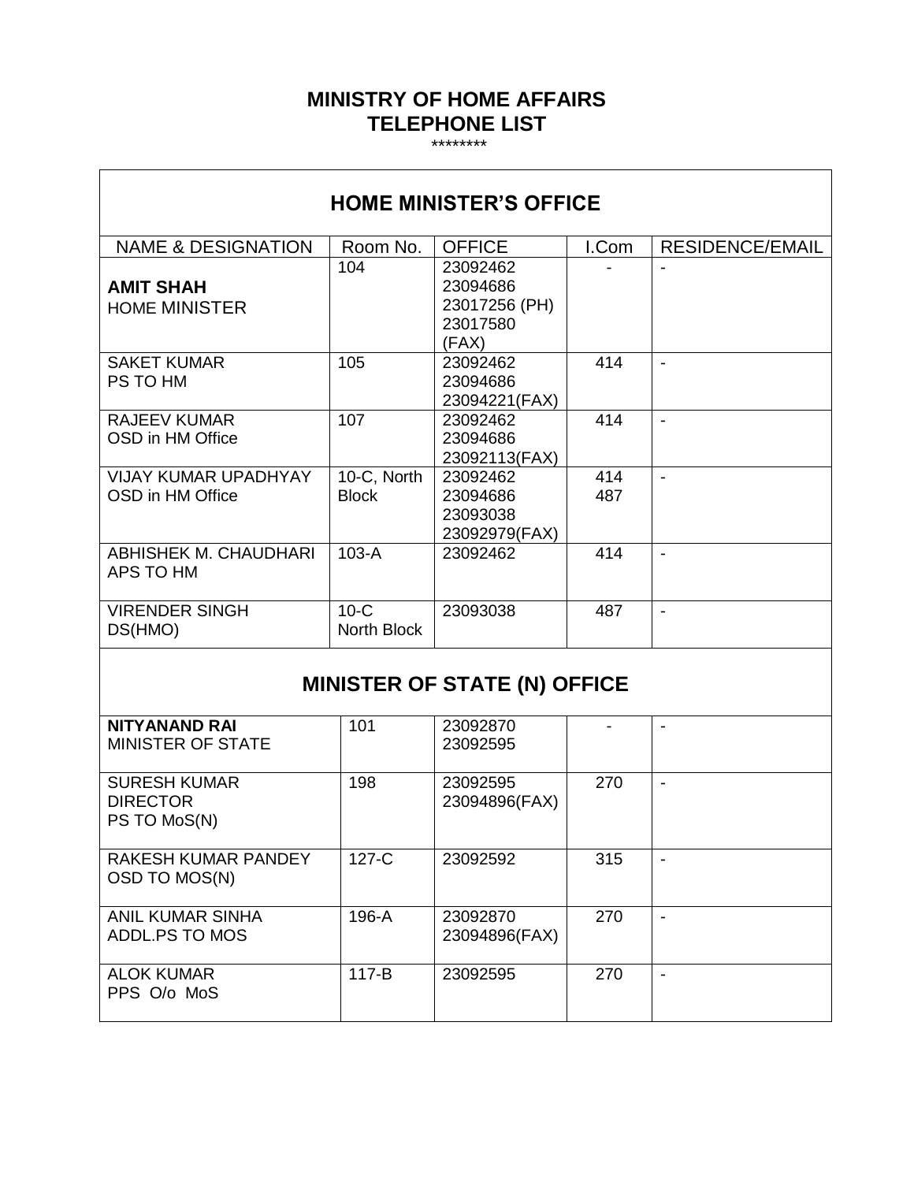# MINISTRY OF HOME AFFAIRS
# TELEPHONE LIST

********

## HOME MINISTER'S OFFICE

| NAME & DESIGNATION | Room No. | OFFICE | I.Com | RESIDENCE/EMAIL |
|---|---|---|---|---|
| **AMIT SHAH**<br>HOME MINISTER | 104 | 23092462<br>23094686<br>23017256 (PH)<br>23017580<br>(FAX) | - | - |
| SAKET KUMAR<br>PS TO HM | 105 | 23092462<br>23094686<br>23094221(FAX) | 414 | - |
| RAJEEV KUMAR<br>OSD in HM Office | 107 | 23092462<br>23094686<br>23092113(FAX) | 414 | - |
| VIJAY KUMAR UPADHYAY<br>OSD in HM Office | 10-C, North Block | 23092462<br>23094686<br>23093038<br>23092979(FAX) | 414<br>487 | - |
| ABHISHEK M. CHAUDHARI<br>APS TO HM | 103-A | 23092462 | 414 | - |
| VIRENDER SINGH<br>DS(HMO) | 10-C<br>North Block | 23093038 | 487 | - |

## MINISTER OF STATE (N) OFFICE

| NAME & DESIGNATION | Room No. | OFFICE | I.Com | RESIDENCE/EMAIL |
|---|---|---|---|---|
| **NITYANAND RAI**<br>MINISTER OF STATE | 101 | 23092870<br>23092595 | - | - |
| SURESH KUMAR<br>DIRECTOR<br>PS TO MoS(N) | 198 | 23092595<br>23094896(FAX) | 270 | - |
| RAKESH KUMAR PANDEY<br>OSD TO MOS(N) | 127-C | 23092592 | 315 | - |
| ANIL KUMAR SINHA<br>ADDL.PS TO MOS | 196-A | 23092870<br>23094896(FAX) | 270 | - |
| ALOK KUMAR<br>PPS O/o MoS | 117-B | 23092595 | 270 | - |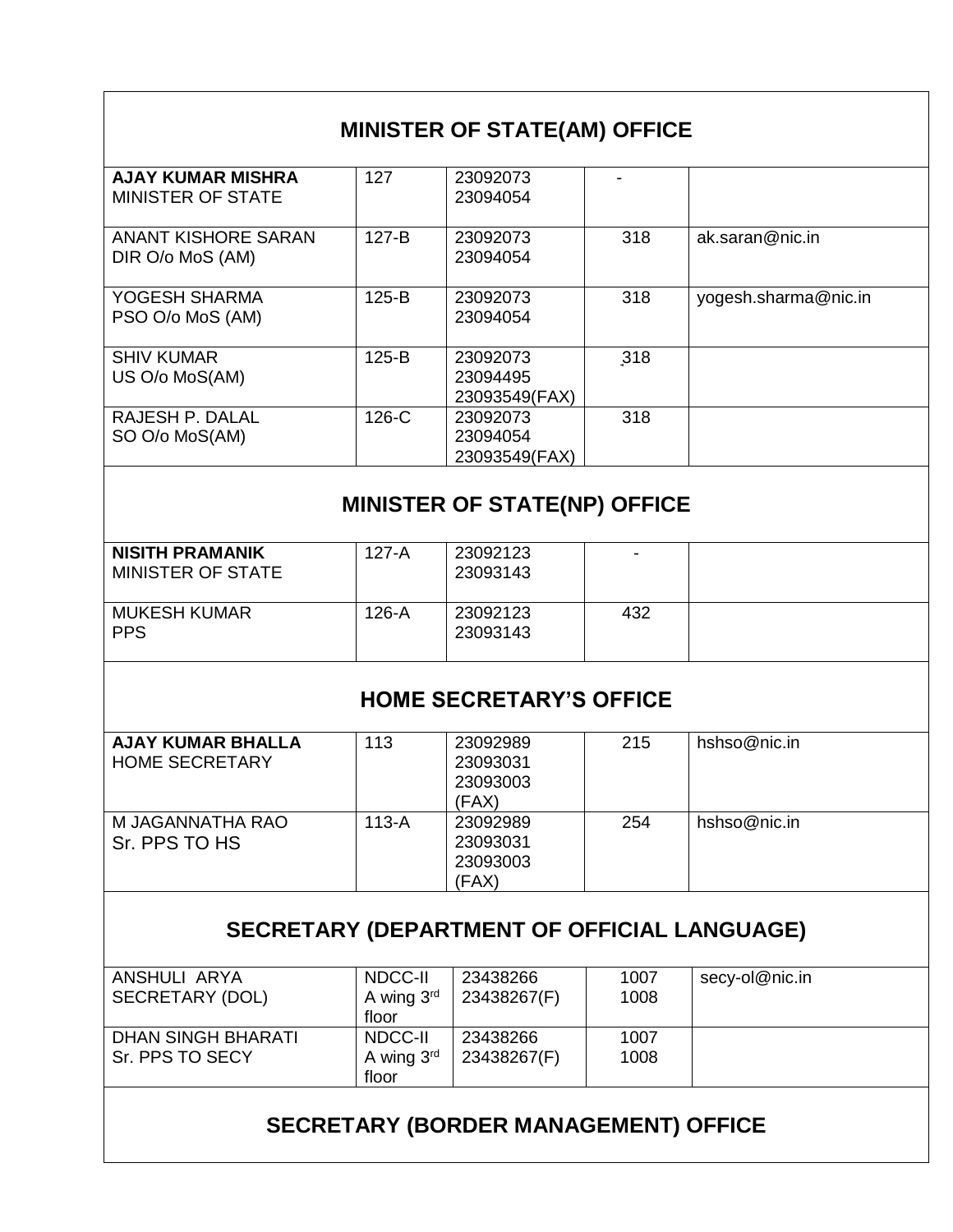## MINISTER OF STATE(AM) OFFICE

| Name / Designation | Room | Telephone | Intercom | Email |
|---|---|---|---|---|
| **AJAY KUMAR MISHRA**<br>MINISTER OF STATE | 127 | 23092073<br>23094054 | - | |
| ANANT KISHORE SARAN<br>DIR O/o MoS (AM) | 127-B | 23092073<br>23094054 | 318 | ak.saran@nic.in |
| YOGESH SHARMA<br>PSO O/o MoS (AM) | 125-B | 23092073<br>23094054 | 318 | yogesh.sharma@nic.in |
| SHIV KUMAR<br>US O/o MoS(AM) | 125-B | 23092073<br>23094495<br>23093549(FAX) | 318 | |
| RAJESH P. DALAL<br>SO O/o MoS(AM) | 126-C | 23092073<br>23094054<br>23093549(FAX) | 318 | |

## MINISTER OF STATE(NP) OFFICE

| Name / Designation | Room | Telephone | Intercom | Email |
|---|---|---|---|---|
| **NISITH PRAMANIK**<br>MINISTER OF STATE | 127-A | 23092123<br>23093143 | - | |
| MUKESH KUMAR<br>PPS | 126-A | 23092123<br>23093143 | 432 | |

## HOME SECRETARY'S OFFICE

| Name / Designation | Room | Telephone | Intercom | Email |
|---|---|---|---|---|
| **AJAY KUMAR BHALLA**<br>HOME SECRETARY | 113 | 23092989<br>23093031<br>23093003<br>(FAX) | 215 | hshso@nic.in |
| M JAGANNATHA RAO<br>Sr. PPS TO HS | 113-A | 23092989<br>23093031<br>23093003<br>(FAX) | 254 | hshso@nic.in |

## SECRETARY (DEPARTMENT OF OFFICIAL LANGUAGE)

| Name / Designation | Room | Telephone | Intercom | Email |
|---|---|---|---|---|
| ANSHULI ARYA<br>SECRETARY (DOL) | NDCC-II<br>A wing 3rd floor | 23438266<br>23438267(F) | 1007<br>1008 | secy-ol@nic.in |
| DHAN SINGH BHARATI<br>Sr. PPS TO SECY | NDCC-II<br>A wing 3rd floor | 23438266<br>23438267(F) | 1007<br>1008 | |

## SECRETARY (BORDER MANAGEMENT) OFFICE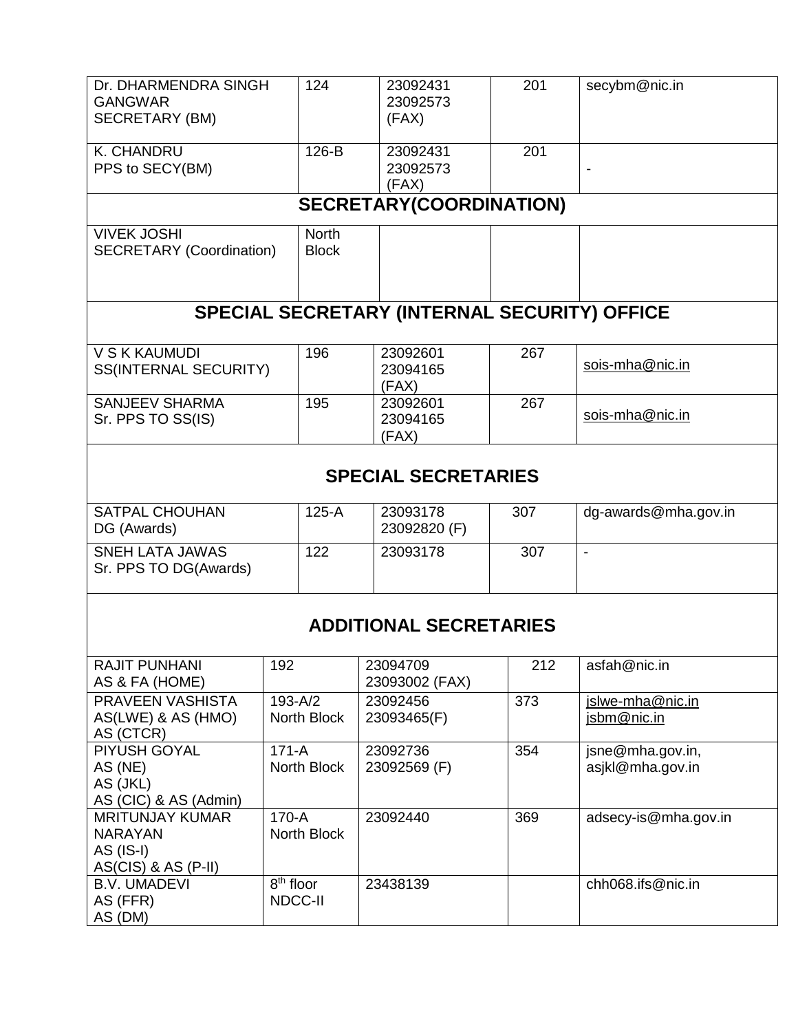| | | | | |
|---|---|---|---|---|
| Dr. DHARMENDRA SINGH GANGWAR<br>SECRETARY (BM) | 124 | 23092431<br>23092573<br>(FAX) | 201 | secybm@nic.in |
| K. CHANDRU<br>PPS to SECY(BM) | 126-B | 23092431<br>23092573<br>(FAX) | 201 | - |
| **SECRETARY(COORDINATION)** | | | | |
| VIVEK JOSHI<br>SECRETARY (Coordination) | North Block | | | |
| **SPECIAL SECRETARY (INTERNAL SECURITY) OFFICE** | | | | |
| V S K KAUMUDI<br>SS(INTERNAL SECURITY) | 196 | 23092601<br>23094165<br>(FAX) | 267 | sois-mha@nic.in |
| SANJEEV SHARMA<br>Sr. PPS TO SS(IS) | 195 | 23092601<br>23094165<br>(FAX) | 267 | sois-mha@nic.in |
| **SPECIAL SECRETARIES** | | | | |
| SATPAL CHOUHAN<br>DG (Awards) | 125-A | 23093178<br>23092820 (F) | 307 | dg-awards@mha.gov.in |
| SNEH LATA JAWAS<br>Sr. PPS TO DG(Awards) | 122 | 23093178 | 307 | - |
| **ADDITIONAL SECRETARIES** | | | | |
| RAJIT PUNHANI<br>AS & FA (HOME) | 192 | 23094709<br>23093002 (FAX) | 212 | asfah@nic.in |
| PRAVEEN VASHISTA<br>AS(LWE) & AS (HMO)<br>AS (CTCR) | 193-A/2<br>North Block | 23092456<br>23093465(F) | 373 | jslwe-mha@nic.in<br>jsbm@nic.in |
| PIYUSH GOYAL<br>AS (NE)<br>AS (JKL)<br>AS (CIC) & AS (Admin) | 171-A<br>North Block | 23092736<br>23092569 (F) | 354 | jsne@mha.gov.in,<br>asjkl@mha.gov.in |
| MRITUNJAY KUMAR NARAYAN<br>AS (IS-I)<br>AS(CIS) & AS (P-II) | 170-A<br>North Block | 23092440 | 369 | adsecy-is@mha.gov.in |
| B.V. UMADEVI<br>AS (FFR)<br>AS (DM) | 8th floor<br>NDCC-II | 23438139 | | chh068.ifs@nic.in |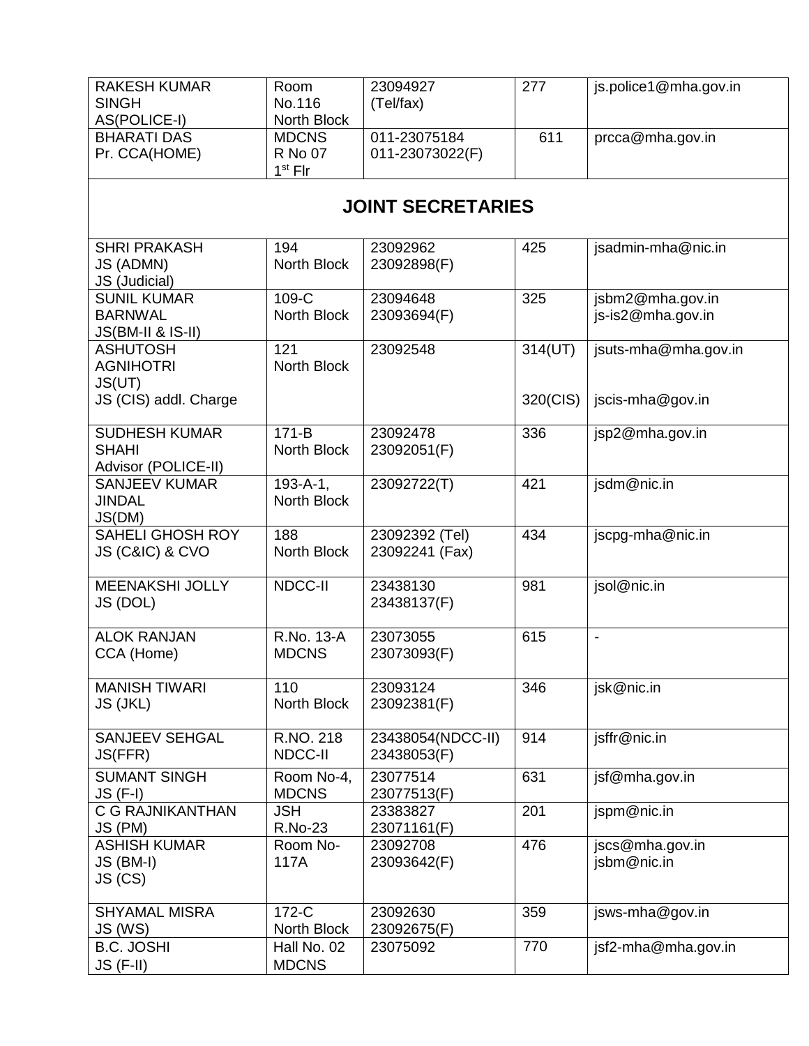| RAKESH KUMAR SINGH AS(POLICE-I) | Room No.116 North Block | 23094927 (Tel/fax) | 277 | js.police1@mha.gov.in |
|---|---|---|---|---|
| BHARATI DAS Pr. CCA(HOME) | MDCNS R No 07 1st Flr | 011-23075184 011-23073022(F) | 611 | prcca@mha.gov.in |

## JOINT SECRETARIES

| | | | | |
|---|---|---|---|---|
| SHRI PRAKASH JS (ADMN) JS (Judicial) | 194 North Block | 23092962 23092898(F) | 425 | jsadmin-mha@nic.in |
| SUNIL KUMAR BARNWAL JS(BM-II & IS-II) | 109-C North Block | 23094648 23093694(F) | 325 | jsbm2@mha.gov.in js-is2@mha.gov.in |
| ASHUTOSH AGNIHOTRI JS(UT) JS (CIS) addl. Charge | 121 North Block | 23092548 | 314(UT) 320(CIS) | jsuts-mha@mha.gov.in jscis-mha@gov.in |
| SUDHESH KUMAR SHAHI Advisor (POLICE-II) | 171-B North Block | 23092478 23092051(F) | 336 | jsp2@mha.gov.in |
| SANJEEV KUMAR JINDAL JS(DM) | 193-A-1, North Block | 23092722(T) | 421 | jsdm@nic.in |
| SAHELI GHOSH ROY JS (C&IC) & CVO | 188 North Block | 23092392 (Tel) 23092241 (Fax) | 434 | jscpg-mha@nic.in |
| MEENAKSHI JOLLY JS (DOL) | NDCC-II | 23438130 23438137(F) | 981 | jsol@nic.in |
| ALOK RANJAN CCA (Home) | R.No. 13-A MDCNS | 23073055 23073093(F) | 615 | - |
| MANISH TIWARI JS (JKL) | 110 North Block | 23093124 23092381(F) | 346 | jsk@nic.in |
| SANJEEV SEHGAL JS(FFR) | R.NO. 218 NDCC-II | 23438054(NDCC-II) 23438053(F) | 914 | jsffr@nic.in |
| SUMANT SINGH JS (F-I) | Room No-4, MDCNS | 23077514 23077513(F) | 631 | jsf@mha.gov.in |
| C G RAJNIKANTHAN JS (PM) | JSH R.No-23 | 23383827 23071161(F) | 201 | jspm@nic.in |
| ASHISH KUMAR JS (BM-I) JS (CS) | Room No-117A | 23092708 23093642(F) | 476 | jscs@mha.gov.in jsbm@nic.in |
| SHYAMAL MISRA JS (WS) | 172-C North Block | 23092630 23092675(F) | 359 | jsws-mha@gov.in |
| B.C. JOSHI JS (F-II) | Hall No. 02 MDCNS | 23075092 | 770 | jsf2-mha@mha.gov.in |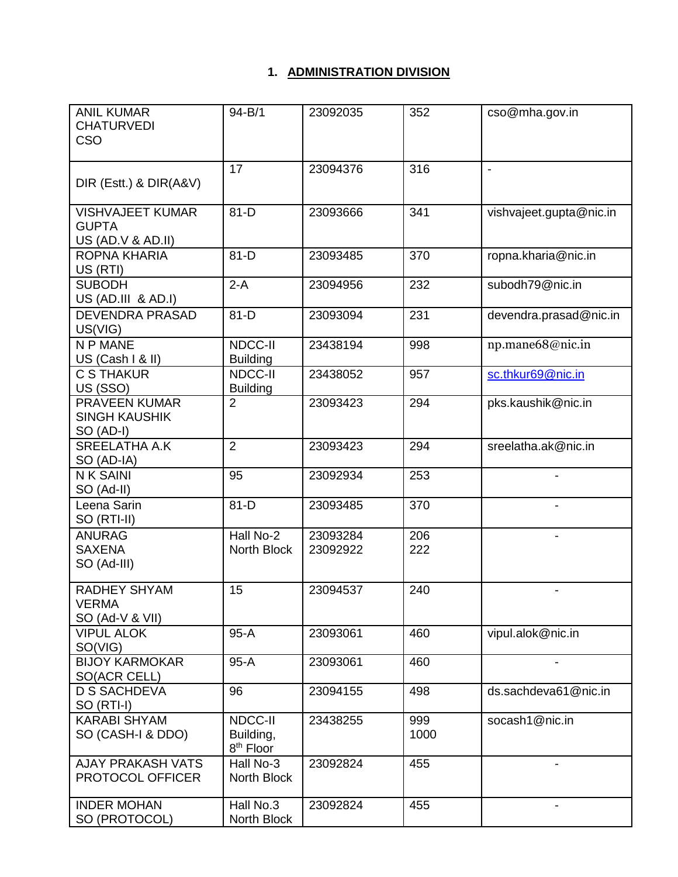## 1. ADMINISTRATION DIVISION

| | | | | |
|---|---|---|---|---|
| ANIL KUMAR CHATURVEDI CSO | 94-B/1 | 23092035 | 352 | cso@mha.gov.in |
| DIR (Estt.) & DIR(A&V) | 17 | 23094376 | 316 | - |
| VISHVAJEET KUMAR GUPTA US (AD.V & AD.II) | 81-D | 23093666 | 341 | vishvajeet.gupta@nic.in |
| ROPNA KHARIA US (RTI) | 81-D | 23093485 | 370 | ropna.kharia@nic.in |
| SUBODH US (AD.III & AD.I) | 2-A | 23094956 | 232 | subodh79@nic.in |
| DEVENDRA PRASAD US(VIG) | 81-D | 23093094 | 231 | devendra.prasad@nic.in |
| N P MANE US (Cash I & II) | NDCC-II Building | 23438194 | 998 | np.mane68@nic.in |
| C S THAKUR US (SSO) | NDCC-II Building | 23438052 | 957 | sc.thkur69@nic.in |
| PRAVEEN KUMAR SINGH KAUSHIK SO (AD-I) | 2 | 23093423 | 294 | pks.kaushik@nic.in |
| SREELATHA A.K SO (AD-IA) | 2 | 23093423 | 294 | sreelatha.ak@nic.in |
| N K SAINI SO (Ad-II) | 95 | 23092934 | 253 | - |
| Leena Sarin SO (RTI-II) | 81-D | 23093485 | 370 | - |
| ANURAG SAXENA SO (Ad-III) | Hall No-2 North Block | 23093284 23092922 | 206 222 | - |
| RADHEY SHYAM VERMA SO (Ad-V & VII) | 15 | 23094537 | 240 | - |
| VIPUL ALOK SO(VIG) | 95-A | 23093061 | 460 | vipul.alok@nic.in |
| BIJOY KARMOKAR SO(ACR CELL) | 95-A | 23093061 | 460 | - |
| D S SACHDEVA SO (RTI-I) | 96 | 23094155 | 498 | ds.sachdeva61@nic.in |
| KARABI SHYAM SO (CASH-I & DDO) | NDCC-II Building, 8th Floor | 23438255 | 999 1000 | socash1@nic.in |
| AJAY PRAKASH VATS PROTOCOL OFFICER | Hall No-3 North Block | 23092824 | 455 | - |
| INDER MOHAN SO (PROTOCOL) | Hall No.3 North Block | 23092824 | 455 | - |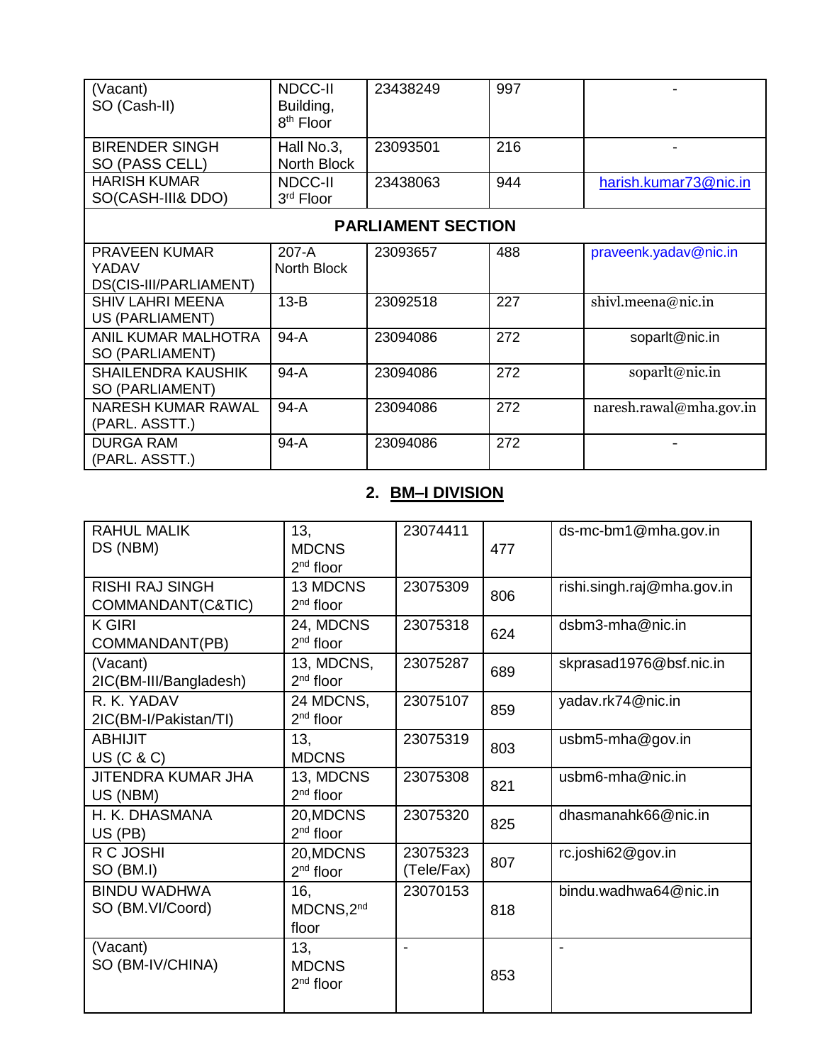| | | | | |
|---|---|---|---|---|
| (Vacant)<br>SO (Cash-II) | NDCC-II Building, 8th Floor | 23438249 | 997 | - |
| BIRENDER SINGH<br>SO (PASS CELL) | Hall No.3, North Block | 23093501 | 216 | - |
| HARISH KUMAR<br>SO(CASH-III& DDO) | NDCC-II 3rd Floor | 23438063 | 944 | harish.kumar73@nic.in |
| **PARLIAMENT SECTION** | | | | |
| PRAVEEN KUMAR YADAV<br>DS(CIS-III/PARLIAMENT) | 207-A North Block | 23093657 | 488 | praveenk.yadav@nic.in |
| SHIV LAHRI MEENA<br>US (PARLIAMENT) | 13-B | 23092518 | 227 | shivl.meena@nic.in |
| ANIL KUMAR MALHOTRA<br>SO (PARLIAMENT) | 94-A | 23094086 | 272 | soparlt@nic.in |
| SHAILENDRA KAUSHIK<br>SO (PARLIAMENT) | 94-A | 23094086 | 272 | soparlt@nic.in |
| NARESH KUMAR RAWAL<br>(PARL. ASSTT.) | 94-A | 23094086 | 272 | naresh.rawal@mha.gov.in |
| DURGA RAM<br>(PARL. ASSTT.) | 94-A | 23094086 | 272 | - |

## 2. BM–I DIVISION

| | | | | |
|---|---|---|---|---|
| RAHUL MALIK<br>DS (NBM) | 13, MDCNS 2nd floor | 23074411 | 477 | ds-mc-bm1@mha.gov.in |
| RISHI RAJ SINGH<br>COMMANDANT(C&TIC) | 13 MDCNS 2nd floor | 23075309 | 806 | rishi.singh.raj@mha.gov.in |
| K GIRI<br>COMMANDANT(PB) | 24, MDCNS 2nd floor | 23075318 | 624 | dsbm3-mha@nic.in |
| (Vacant)<br>2IC(BM-III/Bangladesh) | 13, MDCNS, 2nd floor | 23075287 | 689 | skprasad1976@bsf.nic.in |
| R. K. YADAV<br>2IC(BM-I/Pakistan/TI) | 24 MDCNS, 2nd floor | 23075107 | 859 | yadav.rk74@nic.in |
| ABHIJIT<br>US (C & C) | 13, MDCNS | 23075319 | 803 | usbm5-mha@gov.in |
| JITENDRA KUMAR JHA<br>US (NBM) | 13, MDCNS 2nd floor | 23075308 | 821 | usbm6-mha@nic.in |
| H. K. DHASMANA<br>US (PB) | 20,MDCNS 2nd floor | 23075320 | 825 | dhasmanahk66@nic.in |
| R C JOSHI<br>SO (BM.I) | 20,MDCNS 2nd floor | 23075323 (Tele/Fax) | 807 | rc.joshi62@gov.in |
| BINDU WADHWA<br>SO (BM.VI/Coord) | 16, MDCNS,2nd floor | 23070153 | 818 | bindu.wadhwa64@nic.in |
| (Vacant)<br>SO (BM-IV/CHINA) | 13, MDCNS 2nd floor | - | 853 | - |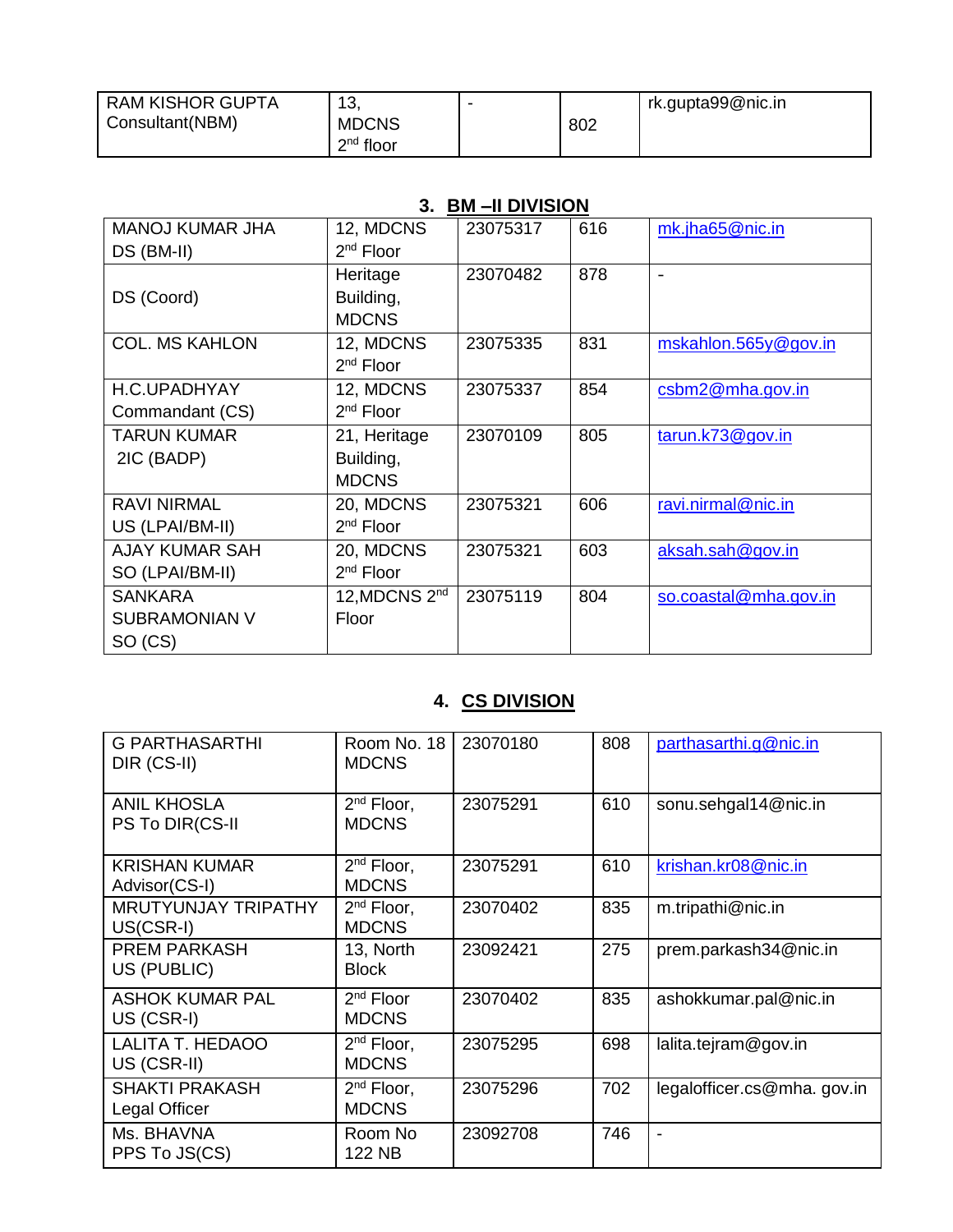| | | | | |
|---|---|---|---|---|
| RAM KISHOR GUPTA Consultant(NBM) | 13, MDCNS 2nd floor | - | 802 | rk.gupta99@nic.in |

## 3. BM –II DIVISION

| | | | | |
|---|---|---|---|---|
| MANOJ KUMAR JHA DS (BM-II) | 12, MDCNS 2nd Floor | 23075317 | 616 | mk.jha65@nic.in |
| DS (Coord) | Heritage Building, MDCNS | 23070482 | 878 | - |
| COL. MS KAHLON | 12, MDCNS 2nd Floor | 23075335 | 831 | mskahlon.565y@gov.in |
| H.C.UPADHYAY Commandant (CS) | 12, MDCNS 2nd Floor | 23075337 | 854 | csbm2@mha.gov.in |
| TARUN KUMAR 2IC (BADP) | 21, Heritage Building, MDCNS | 23070109 | 805 | tarun.k73@gov.in |
| RAVI NIRMAL US (LPAI/BM-II) | 20, MDCNS 2nd Floor | 23075321 | 606 | ravi.nirmal@nic.in |
| AJAY KUMAR SAH SO (LPAI/BM-II) | 20, MDCNS 2nd Floor | 23075321 | 603 | aksah.sah@gov.in |
| SANKARA SUBRAMONIAN V SO (CS) | 12,MDCNS 2nd Floor | 23075119 | 804 | so.coastal@mha.gov.in |

## 4. CS DIVISION

| | | | | |
|---|---|---|---|---|
| G PARTHASARTHI DIR (CS-II) | Room No. 18 MDCNS | 23070180 | 808 | parthasarthi.g@nic.in |
| ANIL KHOSLA PS To DIR(CS-II | 2nd Floor, MDCNS | 23075291 | 610 | sonu.sehgal14@nic.in |
| KRISHAN KUMAR Advisor(CS-I) | 2nd Floor, MDCNS | 23075291 | 610 | krishan.kr08@nic.in |
| MRUTYUNJAY TRIPATHY US(CSR-I) | 2nd Floor, MDCNS | 23070402 | 835 | m.tripathi@nic.in |
| PREM PARKASH US (PUBLIC) | 13, North Block | 23092421 | 275 | prem.parkash34@nic.in |
| ASHOK KUMAR PAL US (CSR-I) | 2nd Floor MDCNS | 23070402 | 835 | ashokkumar.pal@nic.in |
| LALITA T. HEDAOO US (CSR-II) | 2nd Floor, MDCNS | 23075295 | 698 | lalita.tejram@gov.in |
| SHAKTI PRAKASH Legal Officer | 2nd Floor, MDCNS | 23075296 | 702 | legalofficer.cs@mha. gov.in |
| Ms. BHAVNA PPS To JS(CS) | Room No 122 NB | 23092708 | 746 | - |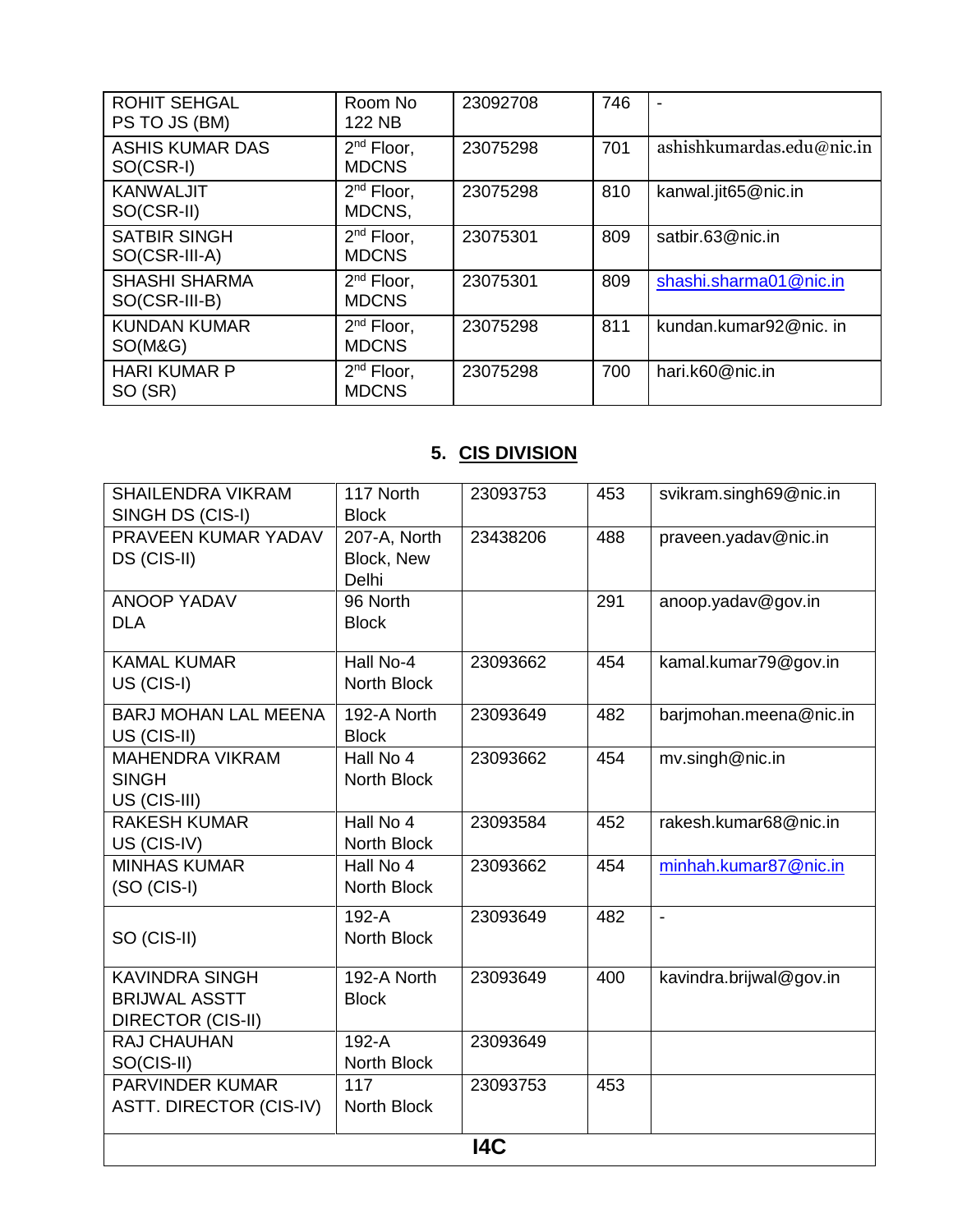| ROHIT SEHGAL PS TO JS (BM) | Room No 122 NB | 23092708 | 746 | - |
|---|---|---|---|---|
| ASHIS KUMAR DAS SO(CSR-I) | 2nd Floor, MDCNS | 23075298 | 701 | ashishkumardas.edu@nic.in |
| KANWALJIT SO(CSR-II) | 2nd Floor, MDCNS, | 23075298 | 810 | kanwal.jit65@nic.in |
| SATBIR SINGH SO(CSR-III-A) | 2nd Floor, MDCNS | 23075301 | 809 | satbir.63@nic.in |
| SHASHI SHARMA SO(CSR-III-B) | 2nd Floor, MDCNS | 23075301 | 809 | shashi.sharma01@nic.in |
| KUNDAN KUMAR SO(M&G) | 2nd Floor, MDCNS | 23075298 | 811 | kundan.kumar92@nic. in |
| HARI KUMAR P SO (SR) | 2nd Floor, MDCNS | 23075298 | 700 | hari.k60@nic.in |

## 5. CIS DIVISION

| SHAILENDRA VIKRAM SINGH DS (CIS-I) | 117 North Block | 23093753 | 453 | svikram.singh69@nic.in |
|---|---|---|---|---|
| PRAVEEN KUMAR YADAV DS (CIS-II) | 207-A, North Block, New Delhi | 23438206 | 488 | praveen.yadav@nic.in |
| ANOOP YADAV DLA | 96 North Block | | 291 | anoop.yadav@gov.in |
| KAMAL KUMAR US (CIS-I) | Hall No-4 North Block | 23093662 | 454 | kamal.kumar79@gov.in |
| BARJ MOHAN LAL MEENA US (CIS-II) | 192-A North Block | 23093649 | 482 | barjmohan.meena@nic.in |
| MAHENDRA VIKRAM SINGH US (CIS-III) | Hall No 4 North Block | 23093662 | 454 | mv.singh@nic.in |
| RAKESH KUMAR US (CIS-IV) | Hall No 4 North Block | 23093584 | 452 | rakesh.kumar68@nic.in |
| MINHAS KUMAR (SO (CIS-I) | Hall No 4 North Block | 23093662 | 454 | minhah.kumar87@nic.in |
| SO (CIS-II) | 192-A North Block | 23093649 | 482 | - |
| KAVINDRA SINGH BRIJWAL ASSTT DIRECTOR (CIS-II) | 192-A North Block | 23093649 | 400 | kavindra.brijwal@gov.in |
| RAJ CHAUHAN SO(CIS-II) | 192-A North Block | 23093649 | | |
| PARVINDER KUMAR ASTT. DIRECTOR (CIS-IV) | 117 North Block | 23093753 | 453 | |
| **I4C** | | | | |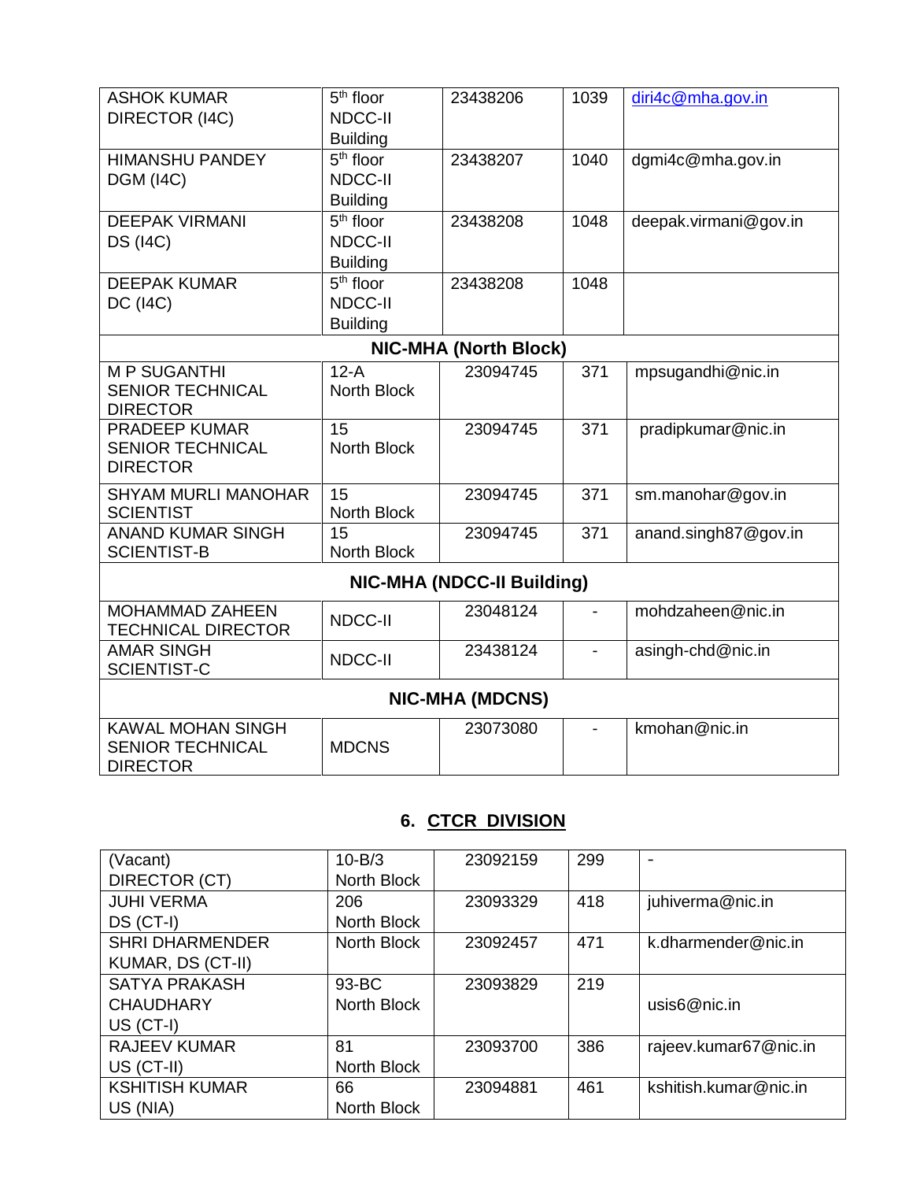| | | | | |
|---|---|---|---|---|
| ASHOK KUMAR DIRECTOR (I4C) | 5th floor NDCC-II Building | 23438206 | 1039 | diri4c@mha.gov.in |
| HIMANSHU PANDEY DGM (I4C) | 5th floor NDCC-II Building | 23438207 | 1040 | dgmi4c@mha.gov.in |
| DEEPAK VIRMANI DS (I4C) | 5th floor NDCC-II Building | 23438208 | 1048 | deepak.virmani@gov.in |
| DEEPAK KUMAR DC (I4C) | 5th floor NDCC-II Building | 23438208 | 1048 | |
| **NIC-MHA (North Block)** | | | | |
| M P SUGANTHI SENIOR TECHNICAL DIRECTOR | 12-A North Block | 23094745 | 371 | mpsugandhi@nic.in |
| PRADEEP KUMAR SENIOR TECHNICAL DIRECTOR | 15 North Block | 23094745 | 371 | pradipkumar@nic.in |
| SHYAM MURLI MANOHAR SCIENTIST | 15 North Block | 23094745 | 371 | sm.manohar@gov.in |
| ANAND KUMAR SINGH SCIENTIST-B | 15 North Block | 23094745 | 371 | anand.singh87@gov.in |
| **NIC-MHA (NDCC-II Building)** | | | | |
| MOHAMMAD ZAHEEN TECHNICAL DIRECTOR | NDCC-II | 23048124 | - | mohdzaheen@nic.in |
| AMAR SINGH SCIENTIST-C | NDCC-II | 23438124 | - | asingh-chd@nic.in |
| **NIC-MHA (MDCNS)** | | | | |
| KAWAL MOHAN SINGH SENIOR TECHNICAL DIRECTOR | MDCNS | 23073080 | - | kmohan@nic.in |

## 6. CTCR DIVISION

| | | | | |
|---|---|---|---|---|
| (Vacant) DIRECTOR (CT) | 10-B/3 North Block | 23092159 | 299 | - |
| JUHI VERMA DS (CT-I) | 206 North Block | 23093329 | 418 | juhiverma@nic.in |
| SHRI DHARMENDER KUMAR, DS (CT-II) | North Block | 23092457 | 471 | k.dharmender@nic.in |
| SATYA PRAKASH CHAUDHARY US (CT-I) | 93-BC North Block | 23093829 | 219 | usis6@nic.in |
| RAJEEV KUMAR US (CT-II) | 81 North Block | 23093700 | 386 | rajeev.kumar67@nic.in |
| KSHITISH KUMAR US (NIA) | 66 North Block | 23094881 | 461 | kshitish.kumar@nic.in |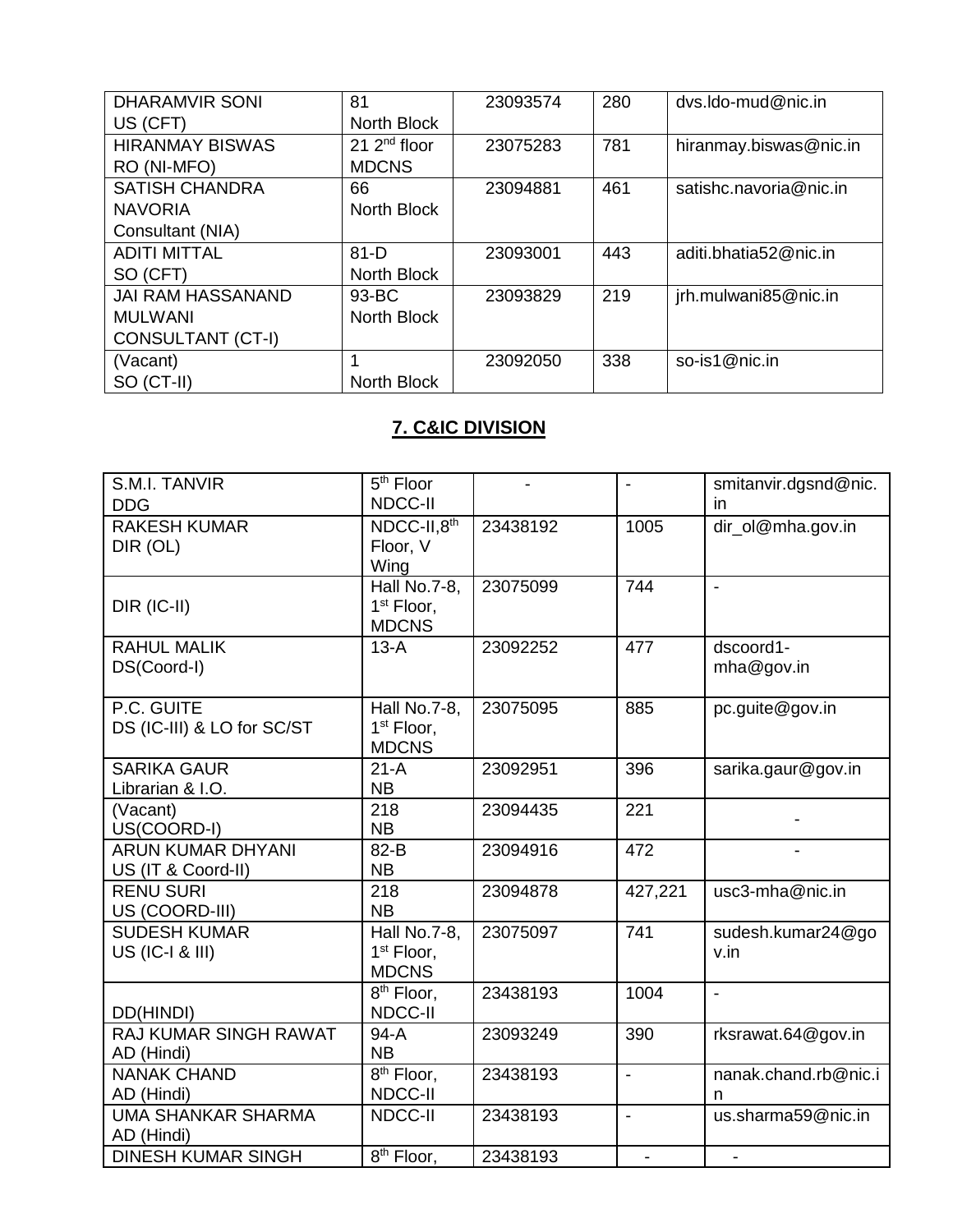| | | | | |
|---|---|---|---|---|
| DHARAMVIR SONI<br>US (CFT) | 81<br>North Block | 23093574 | 280 | dvs.ldo-mud@nic.in |
| HIRANMAY BISWAS<br>RO (NI-MFO) | 21 2nd floor<br>MDCNS | 23075283 | 781 | hiranmay.biswas@nic.in |
| SATISH CHANDRA NAVORIA<br>Consultant (NIA) | 66<br>North Block | 23094881 | 461 | satishc.navoria@nic.in |
| ADITI MITTAL<br>SO (CFT) | 81-D<br>North Block | 23093001 | 443 | aditi.bhatia52@nic.in |
| JAI RAM HASSANAND MULWANI<br>CONSULTANT (CT-I) | 93-BC<br>North Block | 23093829 | 219 | jrh.mulwani85@nic.in |
| (Vacant)<br>SO (CT-II) | 1<br>North Block | 23092050 | 338 | so-is1@nic.in |

## 7. C&IC DIVISION

| | | | | |
|---|---|---|---|---|
| S.M.I. TANVIR<br>DDG | 5th Floor<br>NDCC-II | - | - | smitanvir.dgsnd@nic.in |
| RAKESH KUMAR<br>DIR (OL) | NDCC-II,8th Floor, V Wing | 23438192 | 1005 | dir_ol@mha.gov.in |
| DIR (IC-II) | Hall No.7-8, 1st Floor, MDCNS | 23075099 | 744 | - |
| RAHUL MALIK<br>DS(Coord-I) | 13-A | 23092252 | 477 | dscoord1-mha@gov.in |
| P.C. GUITE<br>DS (IC-III) & LO for SC/ST | Hall No.7-8, 1st Floor, MDCNS | 23075095 | 885 | pc.guite@gov.in |
| SARIKA GAUR<br>Librarian & I.O. | 21-A<br>NB | 23092951 | 396 | sarika.gaur@gov.in |
| (Vacant)<br>US(COORD-I) | 218<br>NB | 23094435 | 221 | - |
| ARUN KUMAR DHYANI<br>US (IT & Coord-II) | 82-B<br>NB | 23094916 | 472 | - |
| RENU SURI<br>US (COORD-III) | 218<br>NB | 23094878 | 427,221 | usc3-mha@nic.in |
| SUDESH KUMAR<br>US (IC-I & III) | Hall No.7-8, 1st Floor, MDCNS | 23075097 | 741 | sudesh.kumar24@gov.in |
| DD(HINDI) | 8th Floor, NDCC-II | 23438193 | 1004 | - |
| RAJ KUMAR SINGH RAWAT<br>AD (Hindi) | 94-A<br>NB | 23093249 | 390 | rksrawat.64@gov.in |
| NANAK CHAND<br>AD (Hindi) | 8th Floor, NDCC-II | 23438193 | - | nanak.chand.rb@nic.in |
| UMA SHANKAR SHARMA<br>AD (Hindi) | NDCC-II | 23438193 | - | us.sharma59@nic.in |
| DINESH KUMAR SINGH | 8th Floor, | 23438193 | - | - |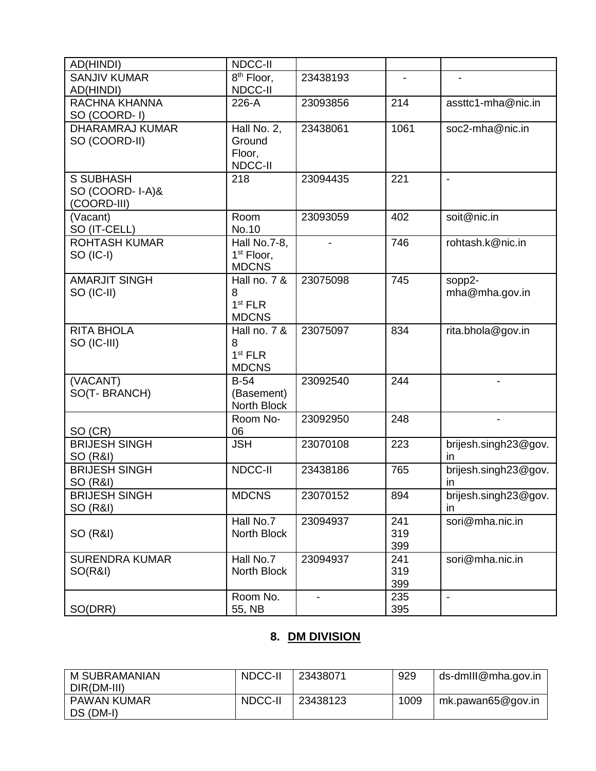| AD(HINDI) | NDCC-II | | | |
|---|---|---|---|---|
| SANJIV KUMAR AD(HINDI) | 8th Floor, NDCC-II | 23438193 | - | - |
| RACHNA KHANNA SO (COORD- I) | 226-A | 23093856 | 214 | assttc1-mha@nic.in |
| DHARAMRAJ KUMAR SO (COORD-II) | Hall No. 2, Ground Floor, NDCC-II | 23438061 | 1061 | soc2-mha@nic.in |
| S SUBHASH SO (COORD- I-A)& (COORD-III) | 218 | 23094435 | 221 | - |
| (Vacant) SO (IT-CELL) | Room No.10 | 23093059 | 402 | soit@nic.in |
| ROHTASH KUMAR SO (IC-I) | Hall No.7-8, 1st Floor, MDCNS | - | 746 | rohtash.k@nic.in |
| AMARJIT SINGH SO (IC-II) | Hall no. 7 & 8 1st FLR MDCNS | 23075098 | 745 | sopp2-mha@mha.gov.in |
| RITA BHOLA SO (IC-III) | Hall no. 7 & 8 1st FLR MDCNS | 23075097 | 834 | rita.bhola@gov.in |
| (VACANT) SO(T- BRANCH) | B-54 (Basement) North Block | 23092540 | 244 | - |
| SO (CR) | Room No-06 | 23092950 | 248 | - |
| BRIJESH SINGH SO (R&I) | JSH | 23070108 | 223 | brijesh.singh23@gov.in |
| BRIJESH SINGH SO (R&I) | NDCC-II | 23438186 | 765 | brijesh.singh23@gov.in |
| BRIJESH SINGH SO (R&I) | MDCNS | 23070152 | 894 | brijesh.singh23@gov.in |
| SO (R&I) | Hall No.7 North Block | 23094937 | 241 319 399 | sori@mha.nic.in |
| SURENDRA KUMAR SO(R&I) | Hall No.7 North Block | 23094937 | 241 319 399 | sori@mha.nic.in |
| SO(DRR) | Room No. 55, NB | - | 235 395 | - |

## 8. DM DIVISION

| M SUBRAMANIAN DIR(DM-III) | NDCC-II | 23438071 | 929 | ds-dmIII@mha.gov.in |
|---|---|---|---|---|
| PAWAN KUMAR DS (DM-I) | NDCC-II | 23438123 | 1009 | mk.pawan65@gov.in |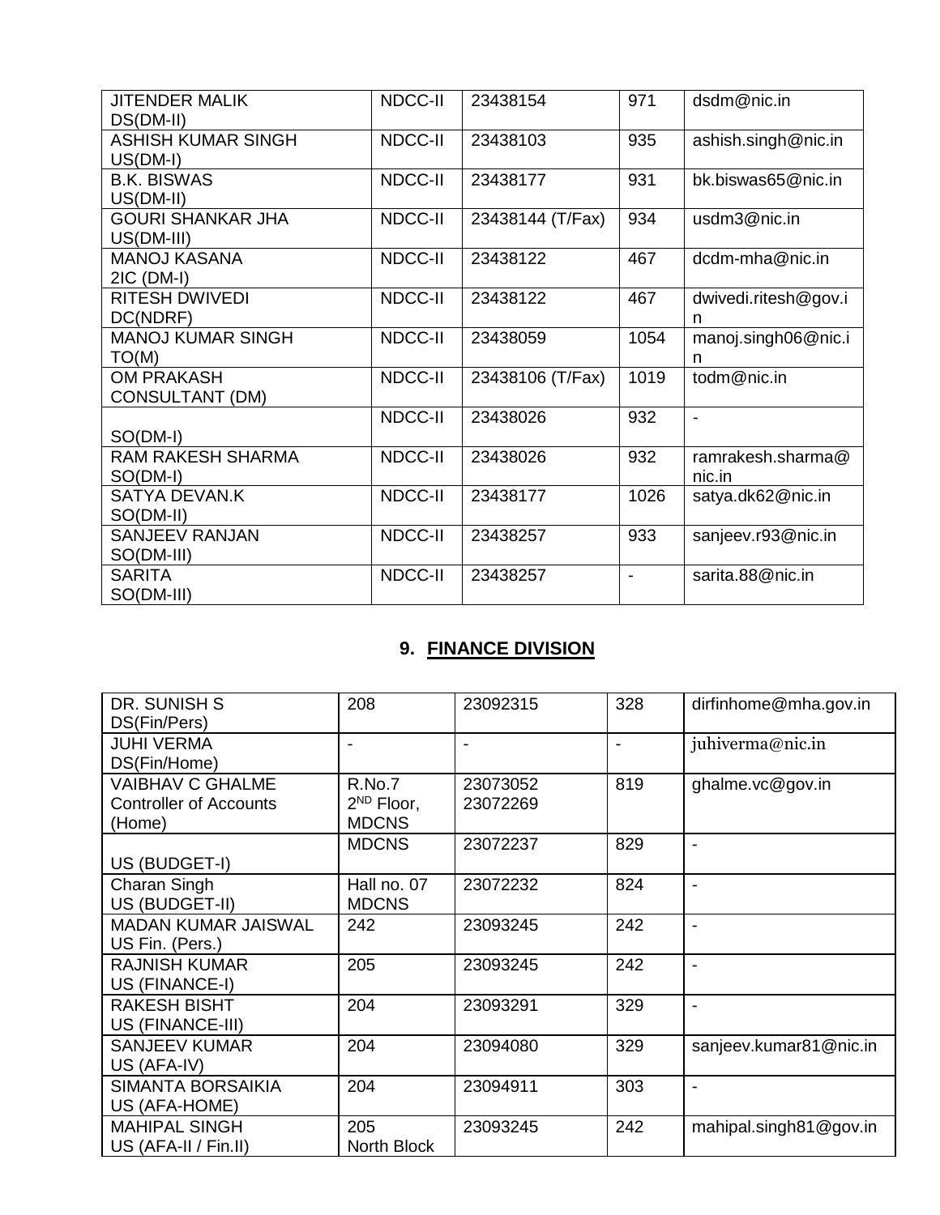| JITENDER MALIK DS(DM-II) | NDCC-II | 23438154 | 971 | dsdm@nic.in |
|---|---|---|---|---|
| ASHISH KUMAR SINGH US(DM-I) | NDCC-II | 23438103 | 935 | ashish.singh@nic.in |
| B.K. BISWAS US(DM-II) | NDCC-II | 23438177 | 931 | bk.biswas65@nic.in |
| GOURI SHANKAR JHA US(DM-III) | NDCC-II | 23438144 (T/Fax) | 934 | usdm3@nic.in |
| MANOJ KASANA 2IC (DM-I) | NDCC-II | 23438122 | 467 | dcdm-mha@nic.in |
| RITESH DWIVEDI DC(NDRF) | NDCC-II | 23438122 | 467 | dwivedi.ritesh@gov.in |
| MANOJ KUMAR SINGH TO(M) | NDCC-II | 23438059 | 1054 | manoj.singh06@nic.in |
| OM PRAKASH CONSULTANT (DM) | NDCC-II | 23438106 (T/Fax) | 1019 | todm@nic.in |
| SO(DM-I) | NDCC-II | 23438026 | 932 | - |
| RAM RAKESH SHARMA SO(DM-I) | NDCC-II | 23438026 | 932 | ramrakesh.sharma@nic.in |
| SATYA DEVAN.K SO(DM-II) | NDCC-II | 23438177 | 1026 | satya.dk62@nic.in |
| SANJEEV RANJAN SO(DM-III) | NDCC-II | 23438257 | 933 | sanjeev.r93@nic.in |
| SARITA SO(DM-III) | NDCC-II | 23438257 | - | sarita.88@nic.in |

## 9. FINANCE DIVISION

| DR. SUNISH S DS(Fin/Pers) | 208 | 23092315 | 328 | dirfinhome@mha.gov.in |
|---|---|---|---|---|
| JUHI VERMA DS(Fin/Home) | - | - | - | juhiverma@nic.in |
| VAIBHAV C GHALME Controller of Accounts (Home) | R.No.7 2ND Floor, MDCNS | 23073052 23072269 | 819 | ghalme.vc@gov.in |
| US (BUDGET-I) | MDCNS | 23072237 | 829 | - |
| Charan Singh US (BUDGET-II) | Hall no. 07 MDCNS | 23072232 | 824 | - |
| MADAN KUMAR JAISWAL US Fin. (Pers.) | 242 | 23093245 | 242 | - |
| RAJNISH KUMAR US (FINANCE-I) | 205 | 23093245 | 242 | - |
| RAKESH BISHT US (FINANCE-III) | 204 | 23093291 | 329 | - |
| SANJEEV KUMAR US (AFA-IV) | 204 | 23094080 | 329 | sanjeev.kumar81@nic.in |
| SIMANTA BORSAIKIA US (AFA-HOME) | 204 | 23094911 | 303 | - |
| MAHIPAL SINGH US (AFA-II / Fin.II) | 205 North Block | 23093245 | 242 | mahipal.singh81@gov.in |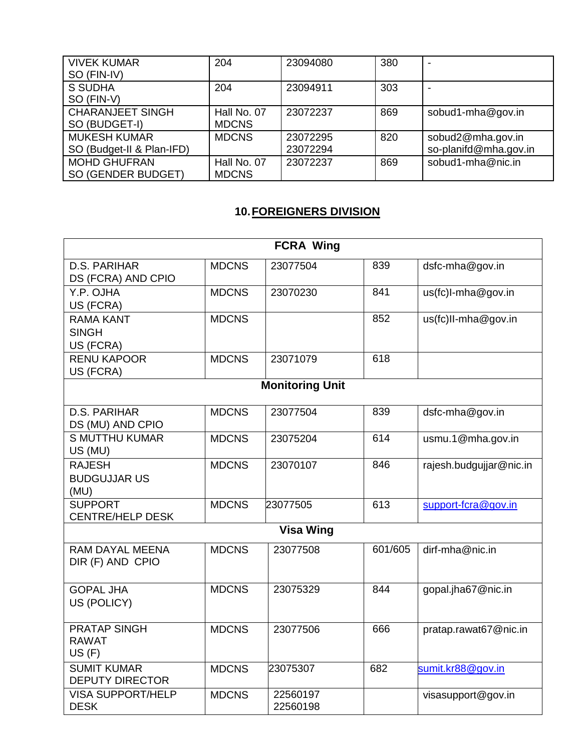| | | | | |
|---|---|---|---|---|
| VIVEK KUMAR<br>SO (FIN-IV) | 204 | 23094080 | 380 | - |
| S SUDHA<br>SO (FIN-V) | 204 | 23094911 | 303 | - |
| CHARANJEET SINGH<br>SO (BUDGET-I) | Hall No. 07<br>MDCNS | 23072237 | 869 | sobud1-mha@gov.in |
| MUKESH KUMAR<br>SO (Budget-II & Plan-IFD) | MDCNS | 23072295<br>23072294 | 820 | sobud2@mha.gov.in<br>so-planifd@mha.gov.in |
| MOHD GHUFRAN<br>SO (GENDER BUDGET) | Hall No. 07<br>MDCNS | 23072237 | 869 | sobud1-mha@nic.in |

## 10. FOREIGNERS DIVISION

| **FCRA Wing** | | | | |
|---|---|---|---|---|
| D.S. PARIHAR<br>DS (FCRA) AND CPIO | MDCNS | 23077504 | 839 | dsfc-mha@gov.in |
| Y.P. OJHA<br>US (FCRA) | MDCNS | 23070230 | 841 | us(fc)I-mha@gov.in |
| RAMA KANT SINGH<br>US (FCRA) | MDCNS | | 852 | us(fc)II-mha@gov.in |
| RENU KAPOOR<br>US (FCRA) | MDCNS | 23071079 | 618 | |
| **Monitoring Unit** | | | | |
| D.S. PARIHAR<br>DS (MU) AND CPIO | MDCNS | 23077504 | 839 | dsfc-mha@gov.in |
| S MUTTHU KUMAR<br>US (MU) | MDCNS | 23075204 | 614 | usmu.1@mha.gov.in |
| RAJESH BUDGUJJAR US (MU) | MDCNS | 23070107 | 846 | rajesh.budgujjar@nic.in |
| SUPPORT CENTRE/HELP DESK | MDCNS | 23077505 | 613 | support-fcra@gov.in |
| **Visa Wing** | | | | |
| RAM DAYAL MEENA<br>DIR (F) AND CPIO | MDCNS | 23077508 | 601/605 | dirf-mha@nic.in |
| GOPAL JHA<br>US (POLICY) | MDCNS | 23075329 | 844 | gopal.jha67@nic.in |
| PRATAP SINGH RAWAT<br>US (F) | MDCNS | 23077506 | 666 | pratap.rawat67@nic.in |
| SUMIT KUMAR<br>DEPUTY DIRECTOR | MDCNS | 23075307 | 682 | sumit.kr88@gov.in |
| VISA SUPPORT/HELP DESK | MDCNS | 22560197<br>22560198 | | visasupport@gov.in |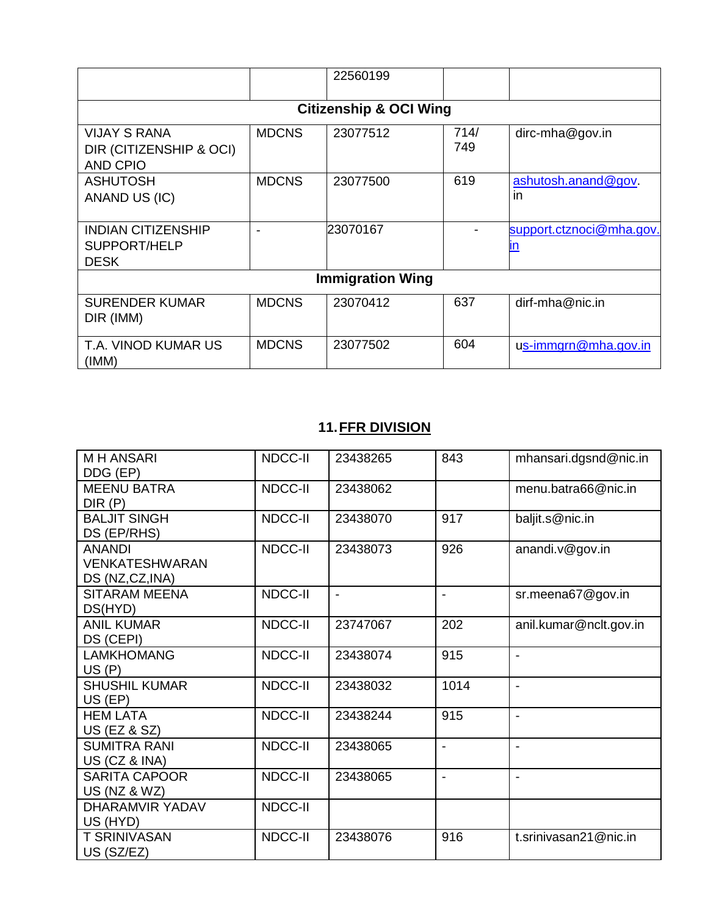| | | 22560199 | | |
|---|---|---|---|---|
| **Citizenship & OCI Wing** | | | | |
| VIJAY S RANA DIR (CITIZENSHIP & OCI) AND CPIO | MDCNS | 23077512 | 714/ 749 | dirc-mha@gov.in |
| ASHUTOSH ANAND US (IC) | MDCNS | 23077500 | 619 | ashutosh.anand@gov.in |
| INDIAN CITIZENSHIP SUPPORT/HELP DESK | - | 23070167 | - | support.ctznoci@mha.gov.in |
| **Immigration Wing** | | | | |
| SURENDER KUMAR DIR (IMM) | MDCNS | 23070412 | 637 | dirf-mha@nic.in |
| T.A. VINOD KUMAR US (IMM) | MDCNS | 23077502 | 604 | us-immgrn@mha.gov.in |

## 11. FFR DIVISION

| | | | | |
|---|---|---|---|---|
| M H ANSARI DDG (EP) | NDCC-II | 23438265 | 843 | mhansari.dgsnd@nic.in |
| MEENU BATRA DIR (P) | NDCC-II | 23438062 | | menu.batra66@nic.in |
| BALJIT SINGH DS (EP/RHS) | NDCC-II | 23438070 | 917 | baljit.s@nic.in |
| ANANDI VENKATESHWARAN DS (NZ,CZ,INA) | NDCC-II | 23438073 | 926 | anandi.v@gov.in |
| SITARAM MEENA DS(HYD) | NDCC-II | - | - | sr.meena67@gov.in |
| ANIL KUMAR DS (CEPI) | NDCC-II | 23747067 | 202 | anil.kumar@nclt.gov.in |
| LAMKHOMANG US (P) | NDCC-II | 23438074 | 915 | - |
| SHUSHIL KUMAR US (EP) | NDCC-II | 23438032 | 1014 | - |
| HEM LATA US (EZ & SZ) | NDCC-II | 23438244 | 915 | - |
| SUMITRA RANI US (CZ & INA) | NDCC-II | 23438065 | - | - |
| SARITA CAPOOR US (NZ & WZ) | NDCC-II | 23438065 | - | - |
| DHARAMVIR YADAV US (HYD) | NDCC-II | | | |
| T SRINIVASAN US (SZ/EZ) | NDCC-II | 23438076 | 916 | t.srinivasan21@nic.in |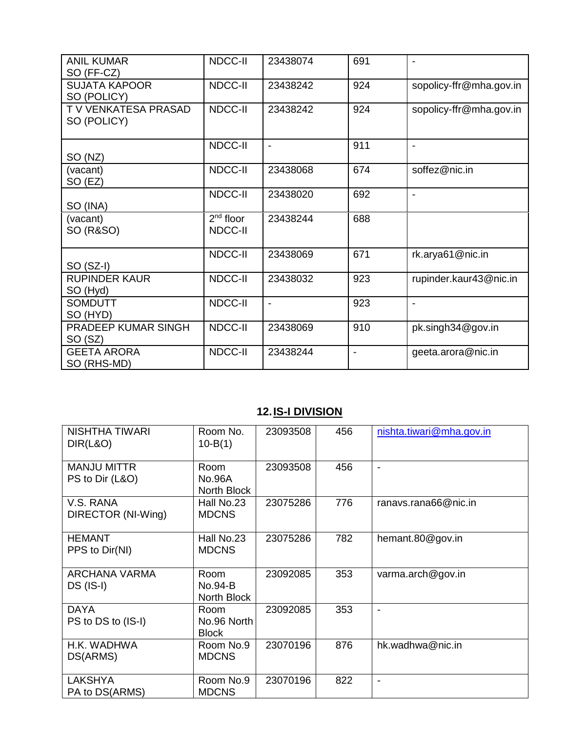| | | | | |
|---|---|---|---|---|
| ANIL KUMAR<br>SO (FF-CZ) | NDCC-II | 23438074 | 691 | - |
| SUJATA KAPOOR<br>SO (POLICY) | NDCC-II | 23438242 | 924 | sopolicy-ffr@mha.gov.in |
| T V VENKATESA PRASAD<br>SO (POLICY) | NDCC-II | 23438242 | 924 | sopolicy-ffr@mha.gov.in |
| SO (NZ) | NDCC-II | - | 911 | - |
| (vacant)<br>SO (EZ) | NDCC-II | 23438068 | 674 | soffez@nic.in |
| SO (INA) | NDCC-II | 23438020 | 692 | - |
| (vacant)<br>SO (R&SO) | 2nd floor<br>NDCC-II | 23438244 | 688 | |
| SO (SZ-I) | NDCC-II | 23438069 | 671 | rk.arya61@nic.in |
| RUPINDER KAUR<br>SO (Hyd) | NDCC-II | 23438032 | 923 | rupinder.kaur43@nic.in |
| SOMDUTT<br>SO (HYD) | NDCC-II | - | 923 | - |
| PRADEEP KUMAR SINGH<br>SO (SZ) | NDCC-II | 23438069 | 910 | pk.singh34@gov.in |
| GEETA ARORA<br>SO (RHS-MD) | NDCC-II | 23438244 | - | geeta.arora@nic.in |

## 12. IS-I DIVISION

| | | | | |
|---|---|---|---|---|
| NISHTHA TIWARI<br>DIR(L&O) | Room No. 10-B(1) | 23093508 | 456 | nishta.tiwari@mha.gov.in |
| MANJU MITTR<br>PS to Dir (L&O) | Room No.96A North Block | 23093508 | 456 | - |
| V.S. RANA<br>DIRECTOR (NI-Wing) | Hall No.23 MDCNS | 23075286 | 776 | ranavs.rana66@nic.in |
| HEMANT<br>PPS to Dir(NI) | Hall No.23 MDCNS | 23075286 | 782 | hemant.80@gov.in |
| ARCHANA VARMA<br>DS (IS-I) | Room No.94-B North Block | 23092085 | 353 | varma.arch@gov.in |
| DAYA<br>PS to DS to (IS-I) | Room No.96 North Block | 23092085 | 353 | - |
| H.K. WADHWA<br>DS(ARMS) | Room No.9 MDCNS | 23070196 | 876 | hk.wadhwa@nic.in |
| LAKSHYA<br>PA to DS(ARMS) | Room No.9 MDCNS | 23070196 | 822 | - |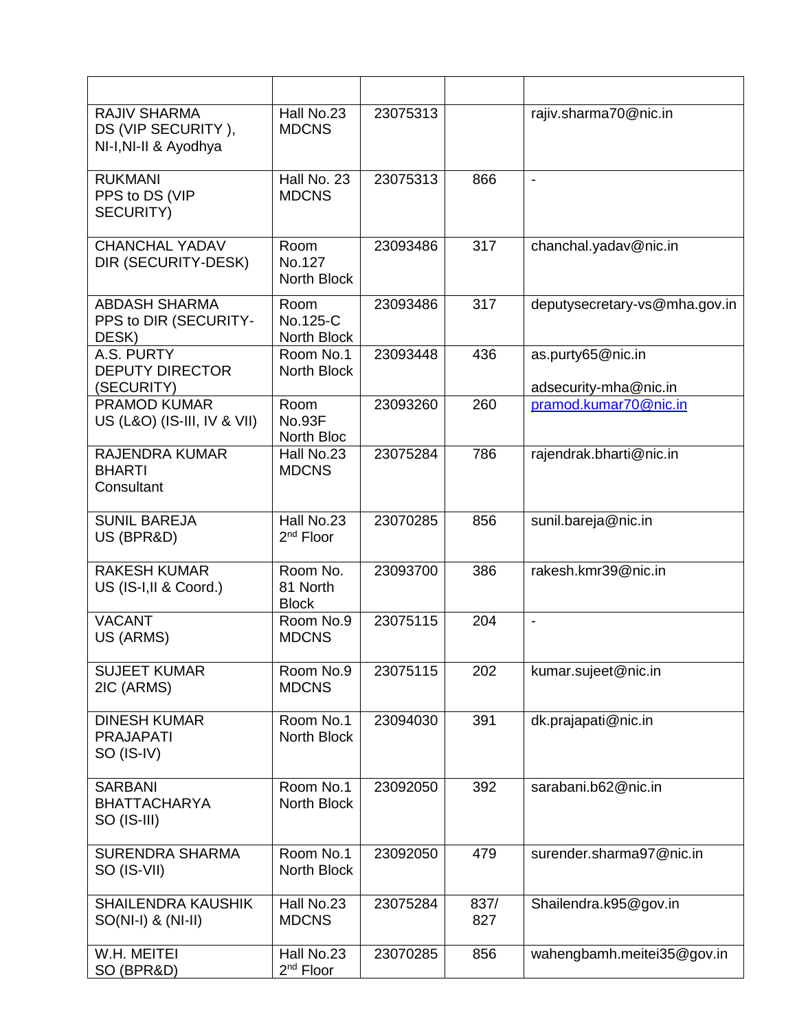| | | | | |
|---|---|---|---|---|
| RAJIV SHARMA DS (VIP SECURITY ), NI-I,NI-II & Ayodhya | Hall No.23 MDCNS | 23075313 | | rajiv.sharma70@nic.in |
| RUKMANI PPS to DS (VIP SECURITY) | Hall No. 23 MDCNS | 23075313 | 866 | - |
| CHANCHAL YADAV DIR (SECURITY-DESK) | Room No.127 North Block | 23093486 | 317 | chanchal.yadav@nic.in |
| ABDASH SHARMA PPS to DIR (SECURITY-DESK) | Room No.125-C North Block | 23093486 | 317 | deputysecretary-vs@mha.gov.in |
| A.S. PURTY DEPUTY DIRECTOR (SECURITY) | Room No.1 North Block | 23093448 | 436 | as.purty65@nic.in adsecurity-mha@nic.in |
| PRAMOD KUMAR US (L&O) (IS-III, IV & VII) | Room No.93F North Bloc | 23093260 | 260 | pramod.kumar70@nic.in |
| RAJENDRA KUMAR BHARTI Consultant | Hall No.23 MDCNS | 23075284 | 786 | rajendrak.bharti@nic.in |
| SUNIL BAREJA US (BPR&D) | Hall No.23 2nd Floor | 23070285 | 856 | sunil.bareja@nic.in |
| RAKESH KUMAR US (IS-I,II & Coord.) | Room No. 81 North Block | 23093700 | 386 | rakesh.kmr39@nic.in |
| VACANT US (ARMS) | Room No.9 MDCNS | 23075115 | 204 | - |
| SUJEET KUMAR 2IC (ARMS) | Room No.9 MDCNS | 23075115 | 202 | kumar.sujeet@nic.in |
| DINESH KUMAR PRAJAPATI SO (IS-IV) | Room No.1 North Block | 23094030 | 391 | dk.prajapati@nic.in |
| SARBANI BHATTACHARYA SO (IS-III) | Room No.1 North Block | 23092050 | 392 | sarabani.b62@nic.in |
| SURENDRA SHARMA SO (IS-VII) | Room No.1 North Block | 23092050 | 479 | surender.sharma97@nic.in |
| SHAILENDRA KAUSHIK SO(NI-I) & (NI-II) | Hall No.23 MDCNS | 23075284 | 837/ 827 | Shailendra.k95@gov.in |
| W.H. MEITEI SO (BPR&D) | Hall No.23 2nd Floor | 23070285 | 856 | wahengbamh.meitei35@gov.in |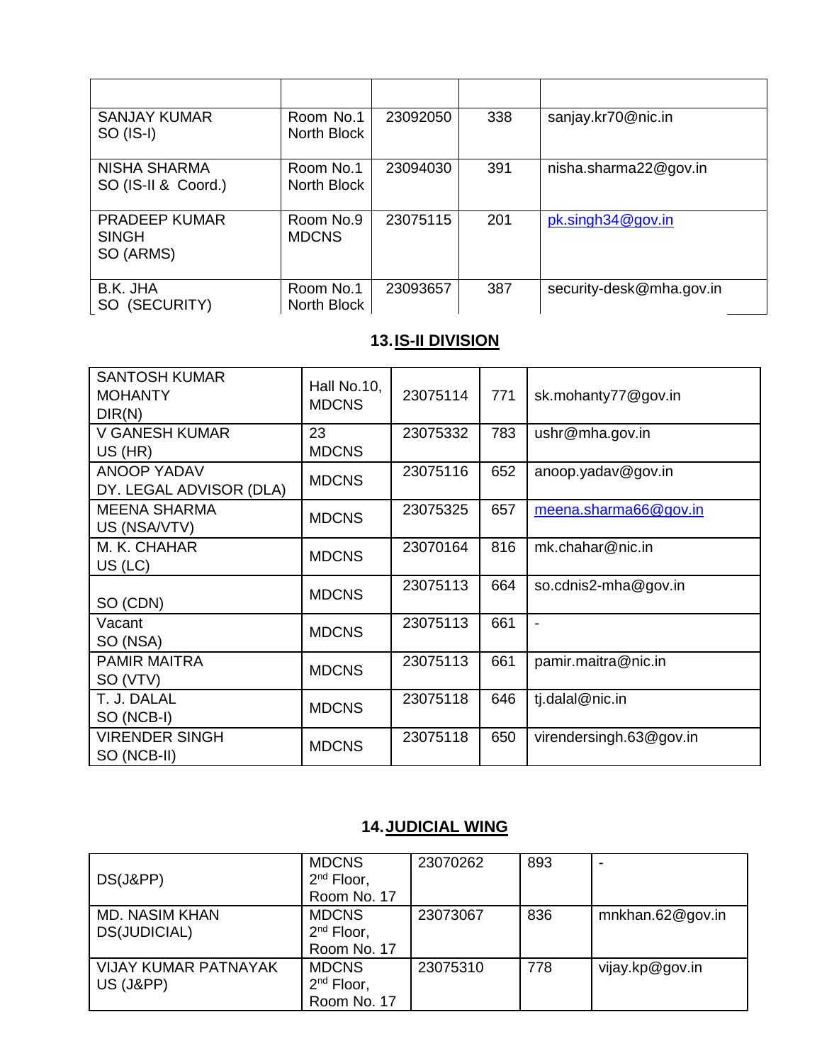| | | | | |
|---|---|---|---|---|
| SANJAY KUMAR<br>SO (IS-I) | Room No.1<br>North Block | 23092050 | 338 | sanjay.kr70@nic.in |
| NISHA SHARMA<br>SO (IS-II & Coord.) | Room No.1<br>North Block | 23094030 | 391 | nisha.sharma22@gov.in |
| PRADEEP KUMAR SINGH<br>SO (ARMS) | Room No.9<br>MDCNS | 23075115 | 201 | pk.singh34@gov.in |
| B.K. JHA<br>SO (SECURITY) | Room No.1<br>North Block | 23093657 | 387 | security-desk@mha.gov.in |

## 13. IS-II DIVISION

| | | | | |
|---|---|---|---|---|
| SANTOSH KUMAR MOHANTY<br>DIR(N) | Hall No.10, MDCNS | 23075114 | 771 | sk.mohanty77@gov.in |
| V GANESH KUMAR<br>US (HR) | 23<br>MDCNS | 23075332 | 783 | ushr@mha.gov.in |
| ANOOP YADAV<br>DY. LEGAL ADVISOR (DLA) | MDCNS | 23075116 | 652 | anoop.yadav@gov.in |
| MEENA SHARMA<br>US (NSA/VTV) | MDCNS | 23075325 | 657 | meena.sharma66@gov.in |
| M. K. CHAHAR<br>US (LC) | MDCNS | 23070164 | 816 | mk.chahar@nic.in |
| SO (CDN) | MDCNS | 23075113 | 664 | so.cdnis2-mha@gov.in |
| Vacant<br>SO (NSA) | MDCNS | 23075113 | 661 | - |
| PAMIR MAITRA<br>SO (VTV) | MDCNS | 23075113 | 661 | pamir.maitra@nic.in |
| T. J. DALAL<br>SO (NCB-I) | MDCNS | 23075118 | 646 | tj.dalal@nic.in |
| VIRENDER SINGH<br>SO (NCB-II) | MDCNS | 23075118 | 650 | virendersingh.63@gov.in |

## 14. JUDICIAL WING

| | | | | |
|---|---|---|---|---|
| DS(J&PP) | MDCNS<br>2nd Floor,<br>Room No. 17 | 23070262 | 893 | - |
| MD. NASIM KHAN<br>DS(JUDICIAL) | MDCNS<br>2nd Floor,<br>Room No. 17 | 23073067 | 836 | mnkhan.62@gov.in |
| VIJAY KUMAR PATNAYAK<br>US (J&PP) | MDCNS<br>2nd Floor,<br>Room No. 17 | 23075310 | 778 | vijay.kp@gov.in |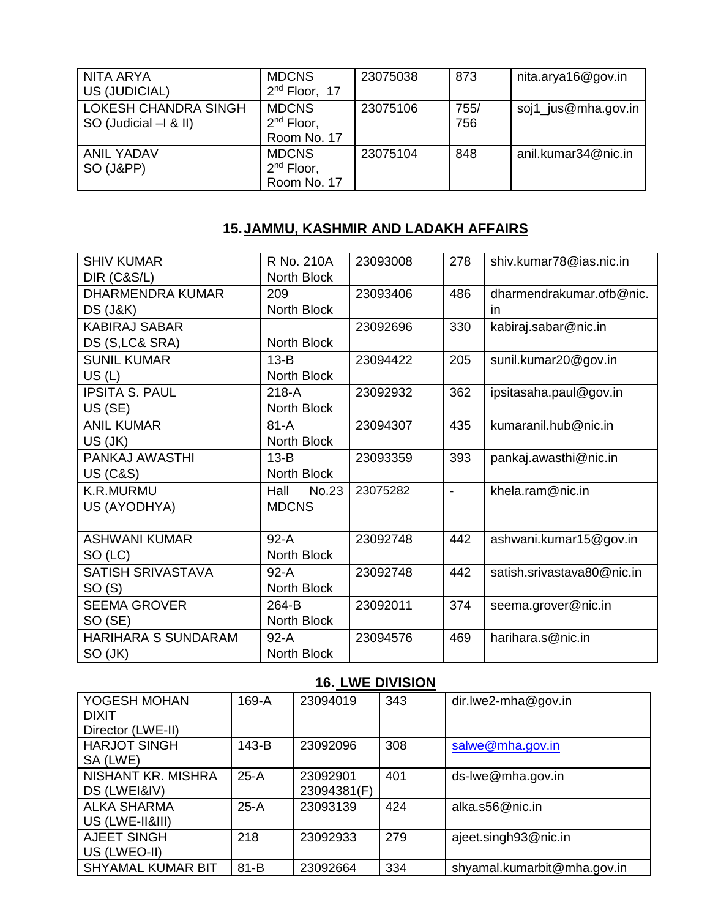| | | | | |
|---|---|---|---|---|
| NITA ARYA<br>US (JUDICIAL) | MDCNS<br>2nd Floor, 17 | 23075038 | 873 | nita.arya16@gov.in |
| LOKESH CHANDRA SINGH<br>SO (Judicial –I & II) | MDCNS<br>2nd Floor,<br>Room No. 17 | 23075106 | 755/<br>756 | soj1_jus@mha.gov.in |
| ANIL YADAV<br>SO (J&PP) | MDCNS<br>2nd Floor,<br>Room No. 17 | 23075104 | 848 | anil.kumar34@nic.in |

## 15. JAMMU, KASHMIR AND LADAKH AFFAIRS

| | | | | |
|---|---|---|---|---|
| SHIV KUMAR<br>DIR (C&S/L) | R No. 210A<br>North Block | 23093008 | 278 | shiv.kumar78@ias.nic.in |
| DHARMENDRA KUMAR<br>DS (J&K) | 209<br>North Block | 23093406 | 486 | dharmendrakumar.ofb@nic.in |
| KABIRAJ SABAR<br>DS (S,LC& SRA) | North Block | 23092696 | 330 | kabiraj.sabar@nic.in |
| SUNIL KUMAR<br>US (L) | 13-B<br>North Block | 23094422 | 205 | sunil.kumar20@gov.in |
| IPSITA S. PAUL<br>US (SE) | 218-A<br>North Block | 23092932 | 362 | ipsitasaha.paul@gov.in |
| ANIL KUMAR<br>US (JK) | 81-A<br>North Block | 23094307 | 435 | kumaranil.hub@nic.in |
| PANKAJ AWASTHI<br>US (C&S) | 13-B<br>North Block | 23093359 | 393 | pankaj.awasthi@nic.in |
| K.R.MURMU<br>US (AYODHYA) | Hall No.23<br>MDCNS | 23075282 | - | khela.ram@nic.in |
| ASHWANI KUMAR<br>SO (LC) | 92-A<br>North Block | 23092748 | 442 | ashwani.kumar15@gov.in |
| SATISH SRIVASTAVA<br>SO (S) | 92-A<br>North Block | 23092748 | 442 | satish.srivastava80@nic.in |
| SEEMA GROVER<br>SO (SE) | 264-B<br>North Block | 23092011 | 374 | seema.grover@nic.in |
| HARIHARA S SUNDARAM<br>SO (JK) | 92-A<br>North Block | 23094576 | 469 | harihara.s@nic.in |

## 16. LWE DIVISION

| | | | | |
|---|---|---|---|---|
| YOGESH MOHAN DIXIT<br>Director (LWE-II) | 169-A | 23094019 | 343 | dir.lwe2-mha@gov.in |
| HARJOT SINGH<br>SA (LWE) | 143-B | 23092096 | 308 | salwe@mha.gov.in |
| NISHANT KR. MISHRA<br>DS (LWEI&IV) | 25-A | 23092901<br>23094381(F) | 401 | ds-lwe@mha.gov.in |
| ALKA SHARMA<br>US (LWE-II&III) | 25-A | 23093139 | 424 | alka.s56@nic.in |
| AJEET SINGH<br>US (LWEO-II) | 218 | 23092933 | 279 | ajeet.singh93@nic.in |
| SHYAMAL KUMAR BIT | 81-B | 23092664 | 334 | shyamal.kumarbit@mha.gov.in |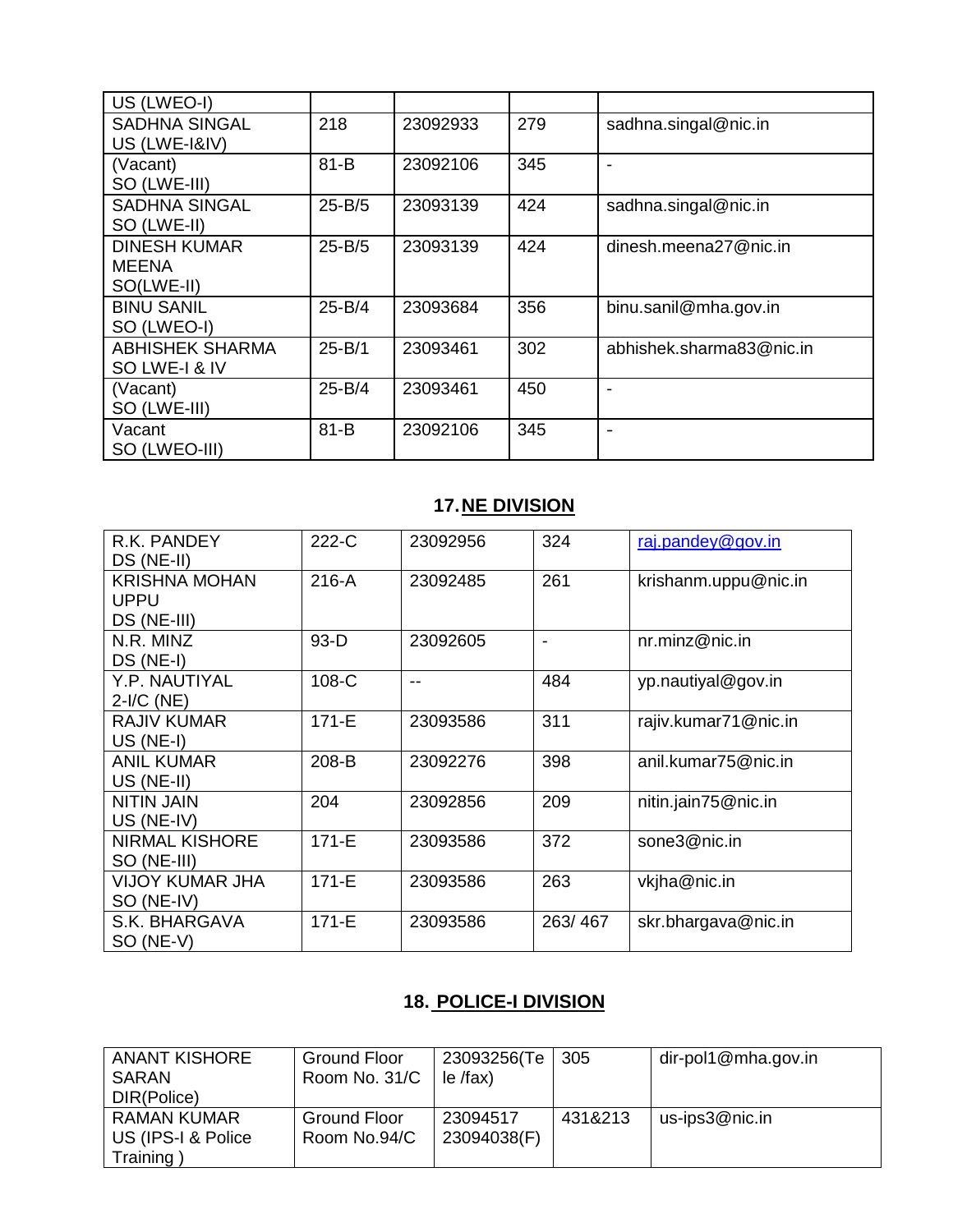| US (LWEO-I) | | | | |
|---|---|---|---|---|
| SADHNA SINGAL US (LWE-I&IV) | 218 | 23092933 | 279 | sadhna.singal@nic.in |
| (Vacant) SO (LWE-III) | 81-B | 23092106 | 345 | - |
| SADHNA SINGAL SO (LWE-II) | 25-B/5 | 23093139 | 424 | sadhna.singal@nic.in |
| DINESH KUMAR MEENA SO(LWE-II) | 25-B/5 | 23093139 | 424 | dinesh.meena27@nic.in |
| BINU SANIL SO (LWEO-I) | 25-B/4 | 23093684 | 356 | binu.sanil@mha.gov.in |
| ABHISHEK SHARMA SO LWE-I & IV | 25-B/1 | 23093461 | 302 | abhishek.sharma83@nic.in |
| (Vacant) SO (LWE-III) | 25-B/4 | 23093461 | 450 | - |
| Vacant SO (LWEO-III) | 81-B | 23092106 | 345 | - |

## 17. NE DIVISION

| R.K. PANDEY DS (NE-II) | 222-C | 23092956 | 324 | raj.pandey@gov.in |
|---|---|---|---|---|
| KRISHNA MOHAN UPPU DS (NE-III) | 216-A | 23092485 | 261 | krishanm.uppu@nic.in |
| N.R. MINZ DS (NE-I) | 93-D | 23092605 | - | nr.minz@nic.in |
| Y.P. NAUTIYAL 2-I/C (NE) | 108-C | -- | 484 | yp.nautiyal@gov.in |
| RAJIV KUMAR US (NE-I) | 171-E | 23093586 | 311 | rajiv.kumar71@nic.in |
| ANIL KUMAR US (NE-II) | 208-B | 23092276 | 398 | anil.kumar75@nic.in |
| NITIN JAIN US (NE-IV) | 204 | 23092856 | 209 | nitin.jain75@nic.in |
| NIRMAL KISHORE SO (NE-III) | 171-E | 23093586 | 372 | sone3@nic.in |
| VIJOY KUMAR JHA SO (NE-IV) | 171-E | 23093586 | 263 | vkjha@nic.in |
| S.K. BHARGAVA SO (NE-V) | 171-E | 23093586 | 263/ 467 | skr.bhargava@nic.in |

## 18. POLICE-I DIVISION

| ANANT KISHORE SARAN DIR(Police) | Ground Floor Room No. 31/C | 23093256(Tele /fax) | 305 | dir-pol1@mha.gov.in |
|---|---|---|---|---|
| RAMAN KUMAR US (IPS-I & Police Training ) | Ground Floor Room No.94/C | 23094517 23094038(F) | 431&213 | us-ips3@nic.in |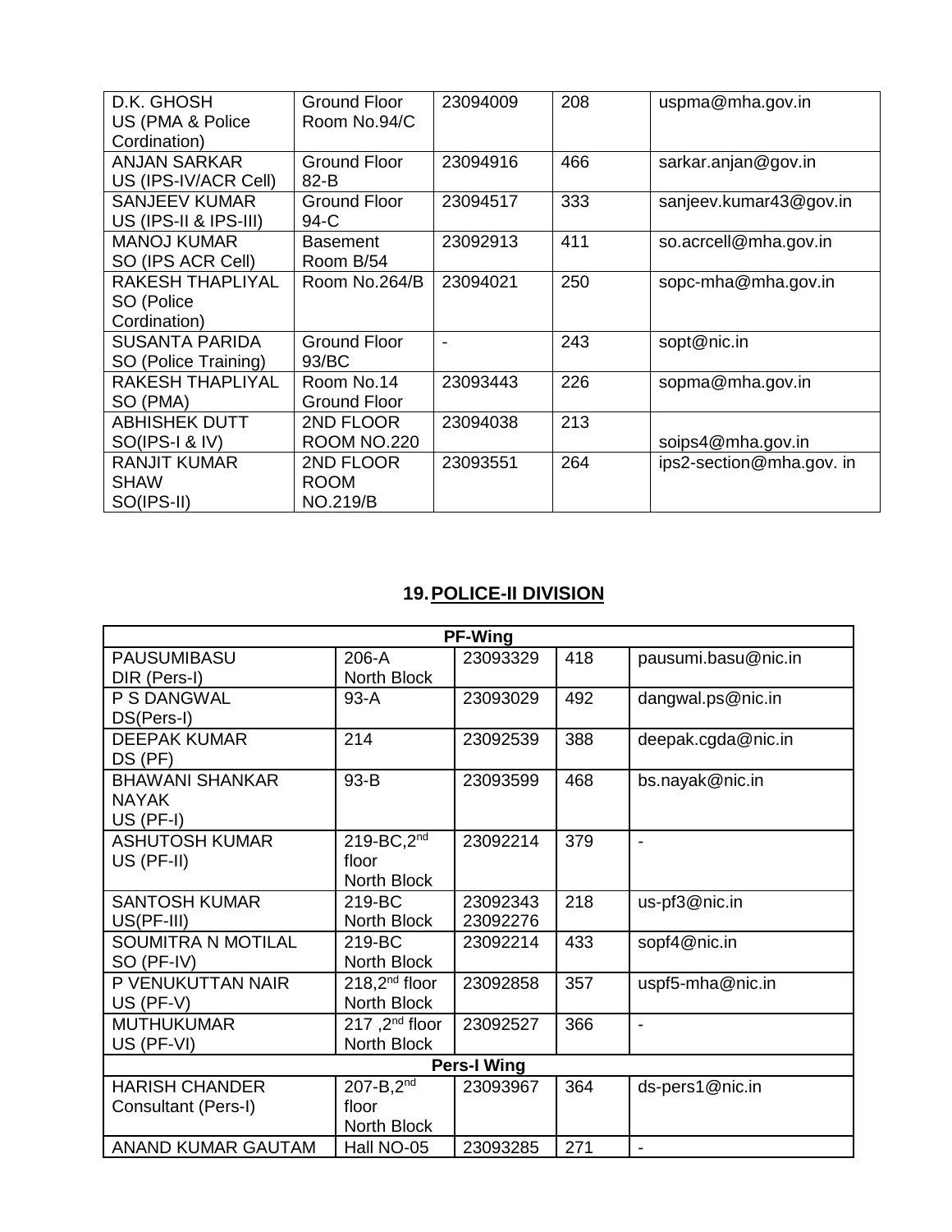| | | | | |
|---|---|---|---|---|
| D.K. GHOSH US (PMA & Police Cordination) | Ground Floor Room No.94/C | 23094009 | 208 | uspma@mha.gov.in |
| ANJAN SARKAR US (IPS-IV/ACR Cell) | Ground Floor 82-B | 23094916 | 466 | sarkar.anjan@gov.in |
| SANJEEV KUMAR US (IPS-II & IPS-III) | Ground Floor 94-C | 23094517 | 333 | sanjeev.kumar43@gov.in |
| MANOJ KUMAR SO (IPS ACR Cell) | Basement Room B/54 | 23092913 | 411 | so.acrcell@mha.gov.in |
| RAKESH THAPLIYAL SO (Police Cordination) | Room No.264/B | 23094021 | 250 | sopc-mha@mha.gov.in |
| SUSANTA PARIDA SO (Police Training) | Ground Floor 93/BC | - | 243 | sopt@nic.in |
| RAKESH THAPLIYAL SO (PMA) | Room No.14 Ground Floor | 23093443 | 226 | sopma@mha.gov.in |
| ABHISHEK DUTT SO(IPS-I & IV) | 2ND FLOOR ROOM NO.220 | 23094038 | 213 | soips4@mha.gov.in |
| RANJIT KUMAR SHAW SO(IPS-II) | 2ND FLOOR ROOM NO.219/B | 23093551 | 264 | ips2-section@mha.gov. in |

## 19. POLICE-II DIVISION

| PF-Wing | | | | |
|---|---|---|---|---|
| PAUSUMIBASU DIR (Pers-I) | 206-A North Block | 23093329 | 418 | pausumi.basu@nic.in |
| P S DANGWAL DS(Pers-I) | 93-A | 23093029 | 492 | dangwal.ps@nic.in |
| DEEPAK KUMAR DS (PF) | 214 | 23092539 | 388 | deepak.cgda@nic.in |
| BHAWANI SHANKAR NAYAK US (PF-I) | 93-B | 23093599 | 468 | bs.nayak@nic.in |
| ASHUTOSH KUMAR US (PF-II) | 219-BC,2nd floor North Block | 23092214 | 379 | - |
| SANTOSH KUMAR US(PF-III) | 219-BC North Block | 23092343 23092276 | 218 | us-pf3@nic.in |
| SOUMITRA N MOTILAL SO (PF-IV) | 219-BC North Block | 23092214 | 433 | sopf4@nic.in |
| P VENUKUTTAN NAIR US (PF-V) | 218,2nd floor North Block | 23092858 | 357 | uspf5-mha@nic.in |
| MUTHUKUMAR US (PF-VI) | 217 ,2nd floor North Block | 23092527 | 366 | - |
| **Pers-I Wing** | | | | |
| HARISH CHANDER Consultant (Pers-I) | 207-B,2nd floor North Block | 23093967 | 364 | ds-pers1@nic.in |
| ANAND KUMAR GAUTAM | Hall NO-05 | 23093285 | 271 | - |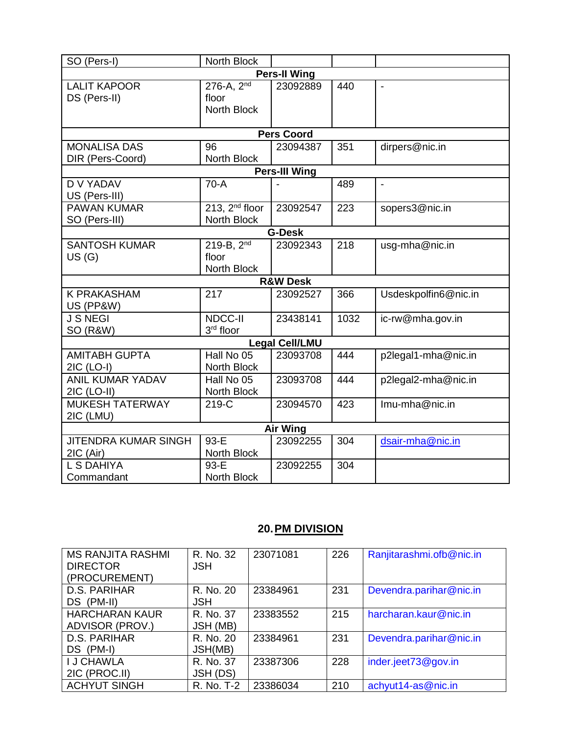| | | | | |
|---|---|---|---|---|
| SO (Pers-I) | North Block | | | |
| **Pers-II Wing** | | | | |
| LALIT KAPOOR<br>DS (Pers-II) | 276-A, 2nd floor<br>North Block | 23092889 | 440 | - |
| **Pers Coord** | | | | |
| MONALISA DAS<br>DIR (Pers-Coord) | 96<br>North Block | 23094387 | 351 | dirpers@nic.in |
| **Pers-III Wing** | | | | |
| D V YADAV<br>US (Pers-III) | 70-A | - | 489 | - |
| PAWAN KUMAR<br>SO (Pers-III) | 213, 2nd floor<br>North Block | 23092547 | 223 | sopers3@nic.in |
| **G-Desk** | | | | |
| SANTOSH KUMAR<br>US (G) | 219-B, 2nd floor<br>North Block | 23092343 | 218 | usg-mha@nic.in |
| **R&W Desk** | | | | |
| K PRAKASHAM<br>US (PP&W) | 217 | 23092527 | 366 | Usdeskpolfin6@nic.in |
| J S NEGI<br>SO (R&W) | NDCC-II<br>3rd floor | 23438141 | 1032 | ic-rw@mha.gov.in |
| **Legal Cell/LMU** | | | | |
| AMITABH GUPTA<br>2IC (LO-I) | Hall No 05<br>North Block | 23093708 | 444 | p2legal1-mha@nic.in |
| ANIL KUMAR YADAV<br>2IC (LO-II) | Hall No 05<br>North Block | 23093708 | 444 | p2legal2-mha@nic.in |
| MUKESH TATERWAY<br>2IC (LMU) | 219-C | 23094570 | 423 | lmu-mha@nic.in |
| **Air Wing** | | | | |
| JITENDRA KUMAR SINGH<br>2IC (Air) | 93-E<br>North Block | 23092255 | 304 | dsair-mha@nic.in |
| L S DAHIYA<br>Commandant | 93-E<br>North Block | 23092255 | 304 | |

## 20. PM DIVISION

| | | | | |
|---|---|---|---|---|
| MS RANJITA RASHMI<br>DIRECTOR (PROCUREMENT) | R. No. 32<br>JSH | 23071081 | 226 | Ranjitarashmi.ofb@nic.in |
| D.S. PARIHAR<br>DS (PM-II) | R. No. 20<br>JSH | 23384961 | 231 | Devendra.parihar@nic.in |
| HARCHARAN KAUR<br>ADVISOR (PROV.) | R. No. 37<br>JSH (MB) | 23383552 | 215 | harcharan.kaur@nic.in |
| D.S. PARIHAR<br>DS (PM-I) | R. No. 20<br>JSH(MB) | 23384961 | 231 | Devendra.parihar@nic.in |
| I J CHAWLA<br>2IC (PROC.II) | R. No. 37<br>JSH (DS) | 23387306 | 228 | inder.jeet73@gov.in |
| ACHYUT SINGH | R. No. T-2 | 23386034 | 210 | achyut14-as@nic.in |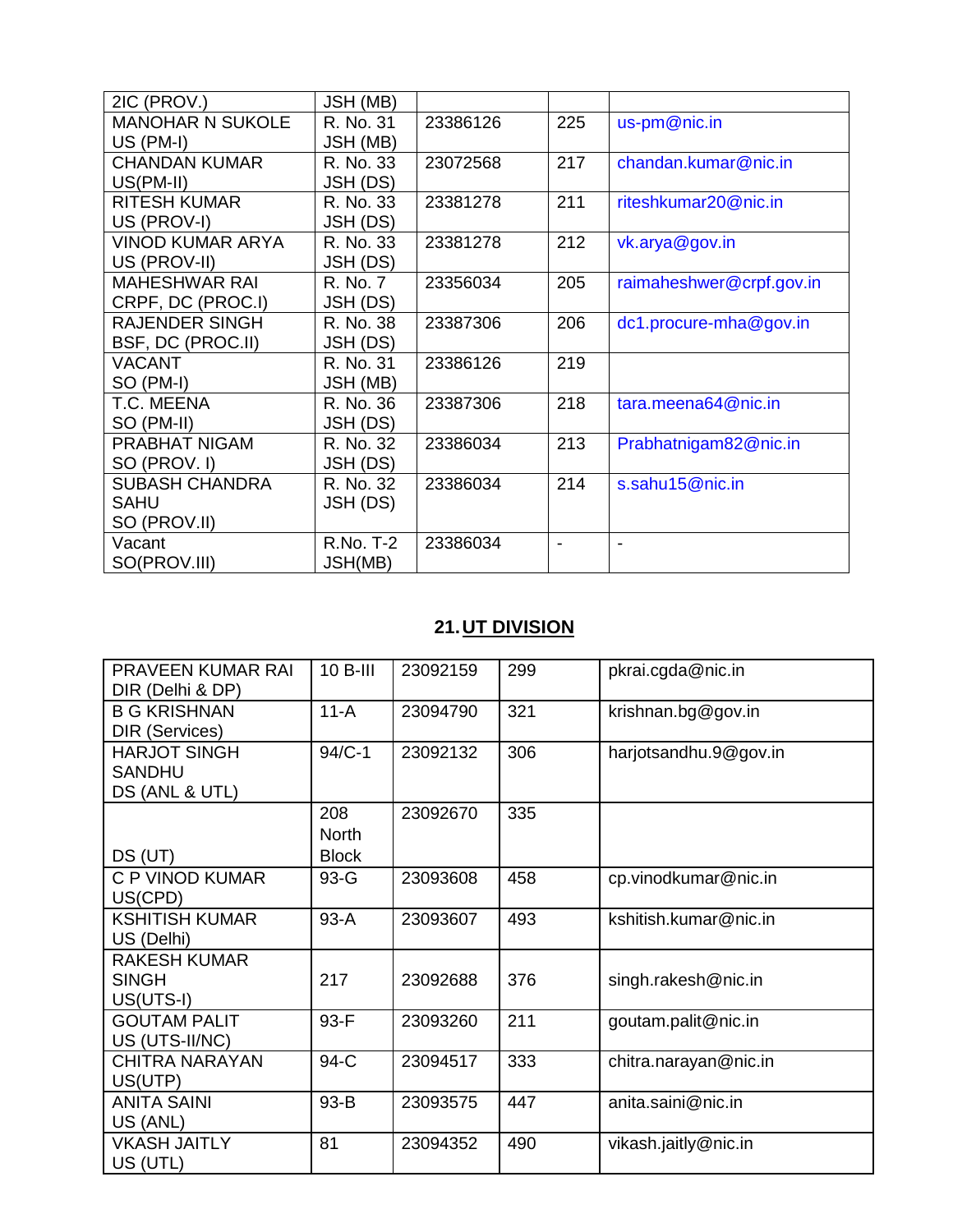| 2IC (PROV.) | JSH (MB) | | | |
|---|---|---|---|---|
| MANOHAR N SUKOLE US (PM-I) | R. No. 31 JSH (MB) | 23386126 | 225 | us-pm@nic.in |
| CHANDAN KUMAR US(PM-II) | R. No. 33 JSH (DS) | 23072568 | 217 | chandan.kumar@nic.in |
| RITESH KUMAR US (PROV-I) | R. No. 33 JSH (DS) | 23381278 | 211 | riteshkumar20@nic.in |
| VINOD KUMAR ARYA US (PROV-II) | R. No. 33 JSH (DS) | 23381278 | 212 | vk.arya@gov.in |
| MAHESHWAR RAI CRPF, DC (PROC.I) | R. No. 7 JSH (DS) | 23356034 | 205 | raimaheshwer@crpf.gov.in |
| RAJENDER SINGH BSF, DC (PROC.II) | R. No. 38 JSH (DS) | 23387306 | 206 | dc1.procure-mha@gov.in |
| VACANT SO (PM-I) | R. No. 31 JSH (MB) | 23386126 | 219 | |
| T.C. MEENA SO (PM-II) | R. No. 36 JSH (DS) | 23387306 | 218 | tara.meena64@nic.in |
| PRABHAT NIGAM SO (PROV. I) | R. No. 32 JSH (DS) | 23386034 | 213 | Prabhatnigam82@nic.in |
| SUBASH CHANDRA SAHU SO (PROV.II) | R. No. 32 JSH (DS) | 23386034 | 214 | s.sahu15@nic.in |
| Vacant SO(PROV.III) | R.No. T-2 JSH(MB) | 23386034 | - | - |

## 21. UT DIVISION

| PRAVEEN KUMAR RAI DIR (Delhi & DP) | 10 B-III | 23092159 | 299 | pkrai.cgda@nic.in |
|---|---|---|---|---|
| B G KRISHNAN DIR (Services) | 11-A | 23094790 | 321 | krishnan.bg@gov.in |
| HARJOT SINGH SANDHU DS (ANL & UTL) | 94/C-1 | 23092132 | 306 | harjotsandhu.9@gov.in |
| DS (UT) | 208 North Block | 23092670 | 335 | |
| C P VINOD KUMAR US(CPD) | 93-G | 23093608 | 458 | cp.vinodkumar@nic.in |
| KSHITISH KUMAR US (Delhi) | 93-A | 23093607 | 493 | kshitish.kumar@nic.in |
| RAKESH KUMAR SINGH US(UTS-I) | 217 | 23092688 | 376 | singh.rakesh@nic.in |
| GOUTAM PALIT US (UTS-II/NC) | 93-F | 23093260 | 211 | goutam.palit@nic.in |
| CHITRA NARAYAN US(UTP) | 94-C | 23094517 | 333 | chitra.narayan@nic.in |
| ANITA SAINI US (ANL) | 93-B | 23093575 | 447 | anita.saini@nic.in |
| VKASH JAITLY US (UTL) | 81 | 23094352 | 490 | vikash.jaitly@nic.in |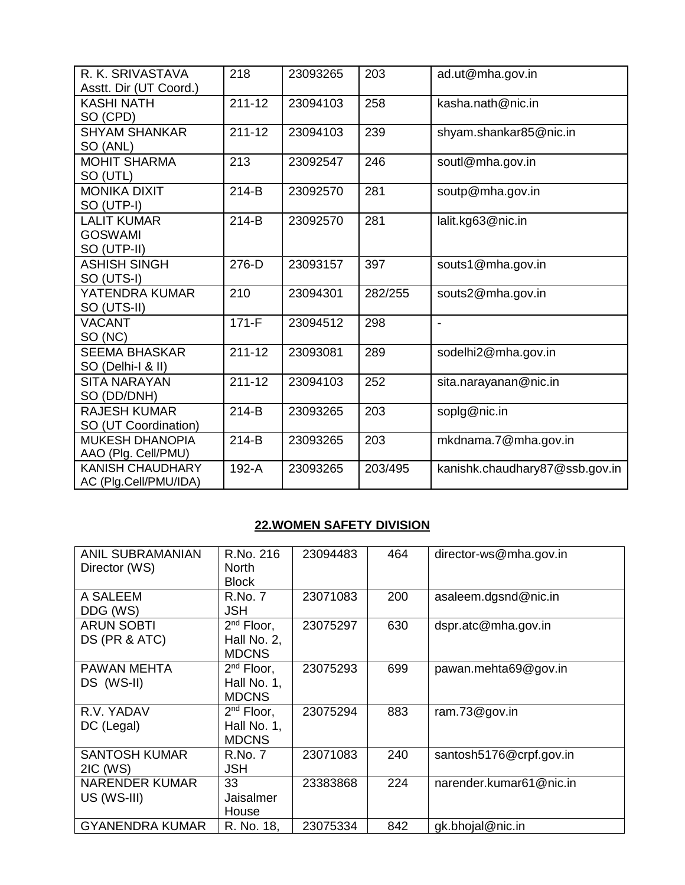| | | | | |
|---|---|---|---|---|
| R. K. SRIVASTAVA<br>Asstt. Dir (UT Coord.) | 218 | 23093265 | 203 | ad.ut@mha.gov.in |
| KASHI NATH<br>SO (CPD) | 211-12 | 23094103 | 258 | kasha.nath@nic.in |
| SHYAM SHANKAR<br>SO (ANL) | 211-12 | 23094103 | 239 | shyam.shankar85@nic.in |
| MOHIT SHARMA<br>SO (UTL) | 213 | 23092547 | 246 | soutl@mha.gov.in |
| MONIKA DIXIT<br>SO (UTP-I) | 214-B | 23092570 | 281 | soutp@mha.gov.in |
| LALIT KUMAR<br>GOSWAMI<br>SO (UTP-II) | 214-B | 23092570 | 281 | lalit.kg63@nic.in |
| ASHISH SINGH<br>SO (UTS-I) | 276-D | 23093157 | 397 | souts1@mha.gov.in |
| YATENDRA KUMAR<br>SO (UTS-II) | 210 | 23094301 | 282/255 | souts2@mha.gov.in |
| VACANT<br>SO (NC) | 171-F | 23094512 | 298 | - |
| SEEMA BHASKAR<br>SO (Delhi-I & II) | 211-12 | 23093081 | 289 | sodelhi2@mha.gov.in |
| SITA NARAYAN<br>SO (DD/DNH) | 211-12 | 23094103 | 252 | sita.narayanan@nic.in |
| RAJESH KUMAR<br>SO (UT Coordination) | 214-B | 23093265 | 203 | soplg@nic.in |
| MUKESH DHANOPIA<br>AAO (Plg. Cell/PMU) | 214-B | 23093265 | 203 | mkdnama.7@mha.gov.in |
| KANISH CHAUDHARY<br>AC (Plg.Cell/PMU/IDA) | 192-A | 23093265 | 203/495 | kanishk.chaudhary87@ssb.gov.in |

## 22.WOMEN SAFETY DIVISION

| | | | | |
|---|---|---|---|---|
| ANIL SUBRAMANIAN<br>Director (WS) | R.No. 216<br>North<br>Block | 23094483 | 464 | director-ws@mha.gov.in |
| A SALEEM<br>DDG (WS) | R.No. 7<br>JSH | 23071083 | 200 | asaleem.dgsnd@nic.in |
| ARUN SOBTI<br>DS (PR & ATC) | 2nd Floor,<br>Hall No. 2,<br>MDCNS | 23075297 | 630 | dspr.atc@mha.gov.in |
| PAWAN MEHTA<br>DS (WS-II) | 2nd Floor,<br>Hall No. 1,<br>MDCNS | 23075293 | 699 | pawan.mehta69@gov.in |
| R.V. YADAV<br>DC (Legal) | 2nd Floor,<br>Hall No. 1,<br>MDCNS | 23075294 | 883 | ram.73@gov.in |
| SANTOSH KUMAR<br>2IC (WS) | R.No. 7<br>JSH | 23071083 | 240 | santosh5176@crpf.gov.in |
| NARENDER KUMAR<br>US (WS-III) | 33<br>Jaisalmer<br>House | 23383868 | 224 | narender.kumar61@nic.in |
| GYANENDRA KUMAR | R. No. 18, | 23075334 | 842 | gk.bhojal@nic.in |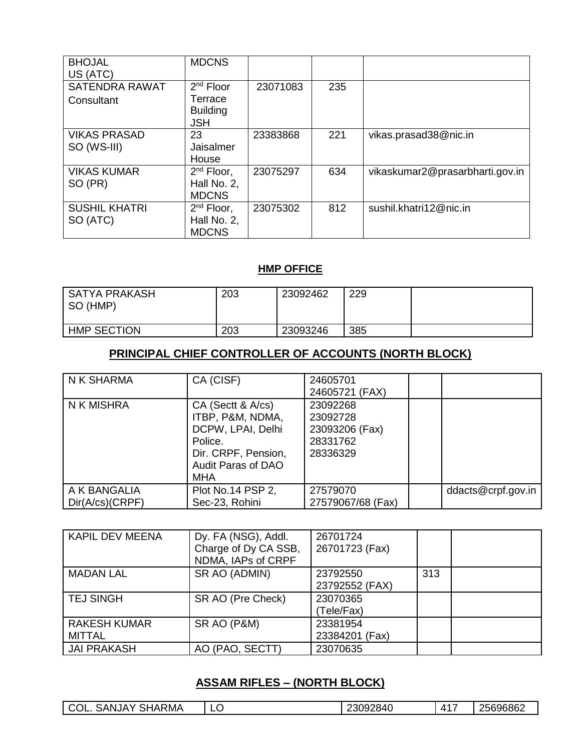| BHOJAL<br>US (ATC) | MDCNS | | | |
|---|---|---|---|---|
| SATENDRA RAWAT<br>Consultant | 2nd Floor Terrace Building JSH | 23071083 | 235 | |
| VIKAS PRASAD<br>SO (WS-III) | 23 Jaisalmer House | 23383868 | 221 | vikas.prasad38@nic.in |
| VIKAS KUMAR<br>SO (PR) | 2nd Floor, Hall No. 2, MDCNS | 23075297 | 634 | vikaskumar2@prasarbharti.gov.in |
| SUSHIL KHATRI<br>SO (ATC) | 2nd Floor, Hall No. 2, MDCNS | 23075302 | 812 | sushil.khatri12@nic.in |

## HMP OFFICE

| SATYA PRAKASH<br>SO (HMP) | 203 | 23092462 | 229 | |
|---|---|---|---|---|
| HMP SECTION | 203 | 23093246 | 385 | |

## PRINCIPAL CHIEF CONTROLLER OF ACCOUNTS (NORTH BLOCK)

| N K SHARMA | CA (CISF) | 24605701<br>24605721 (FAX) | | |
|---|---|---|---|---|
| N K MISHRA | CA (Sectt & A/cs) ITBP, P&M, NDMA, DCPW, LPAI, Delhi Police. Dir. CRPF, Pension, Audit Paras of DAO MHA | 23092268<br>23092728<br>23093206 (Fax)<br>28331762<br>28336329 | | |
| A K BANGALIA<br>Dir(A/cs)(CRPF) | Plot No.14 PSP 2, Sec-23, Rohini | 27579070<br>27579067/68 (Fax) | | ddacts@crpf.gov.in |

| KAPIL DEV MEENA | Dy. FA (NSG), Addl. Charge of Dy CA SSB, NDMA, IAPs of CRPF | 26701724<br>26701723 (Fax) | | |
|---|---|---|---|---|
| MADAN LAL | SR AO (ADMIN) | 23792550<br>23792552 (FAX) | 313 | |
| TEJ SINGH | SR AO (Pre Check) | 23070365<br>(Tele/Fax) | | |
| RAKESH KUMAR MITTAL | SR AO (P&M) | 23381954<br>23384201 (Fax) | | |
| JAI PRAKASH | AO (PAO, SECTT) | 23070635 | | |

## ASSAM RIFLES – (NORTH BLOCK)

| COL. SANJAY SHARMA | LO | 23092840 | 417 | 25696862 |
|---|---|---|---|---|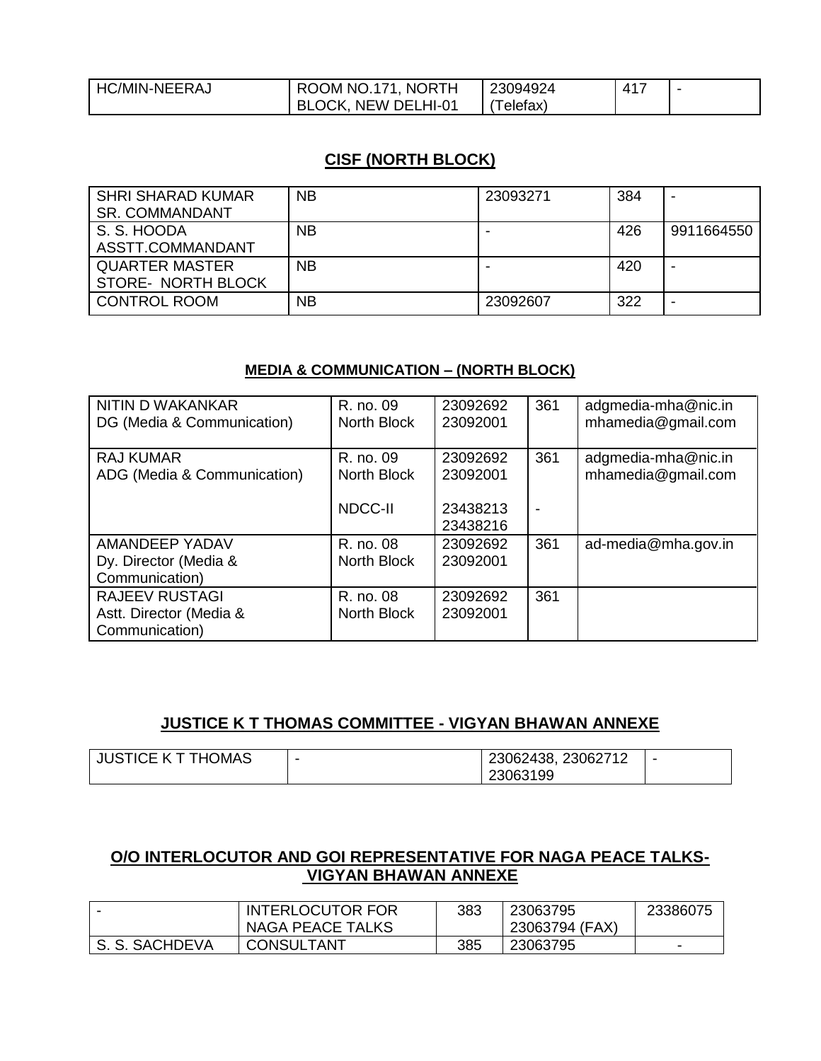| HC/MIN-NEERAJ | ROOM NO.171, NORTH BLOCK, NEW DELHI-01 | 23094924 (Telefax) | 417 | - |
|---|---|---|---|---|

## CISF (NORTH BLOCK)

| SHRI SHARAD KUMAR SR. COMMANDANT | NB | 23093271 | 384 | - |
|---|---|---|---|---|
| S. S. HOODA ASSTT.COMMANDANT | NB | - | 426 | 9911664550 |
| QUARTER MASTER STORE- NORTH BLOCK | NB | - | 420 | - |
| CONTROL ROOM | NB | 23092607 | 322 | - |

### MEDIA & COMMUNICATION – (NORTH BLOCK)

| NITIN D WAKANKAR DG (Media & Communication) | R. no. 09 North Block | 23092692 23092001 | 361 | adgmedia-mha@nic.in mhamedia@gmail.com |
|---|---|---|---|---|
| RAJ KUMAR ADG (Media & Communication) | R. no. 09 North Block<br>NDCC-II | 23092692 23092001<br>23438213 23438216 | 361<br>- | adgmedia-mha@nic.in mhamedia@gmail.com |
| AMANDEEP YADAV Dy. Director (Media & Communication) | R. no. 08 North Block | 23092692 23092001 | 361 | ad-media@mha.gov.in |
| RAJEEV RUSTAGI Astt. Director (Media & Communication) | R. no. 08 North Block | 23092692 23092001 | 361 | |

## JUSTICE K T THOMAS COMMITTEE - VIGYAN BHAWAN ANNEXE

| JUSTICE K T THOMAS | - | 23062438, 23062712 23063199 | - |
|---|---|---|---|

## O/O INTERLOCUTOR AND GOI REPRESENTATIVE FOR NAGA PEACE TALKS- VIGYAN BHAWAN ANNEXE

| - | INTERLOCUTOR FOR NAGA PEACE TALKS | 383 | 23063795 23063794 (FAX) | 23386075 |
|---|---|---|---|---|
| S. S. SACHDEVA | CONSULTANT | 385 | 23063795 | - |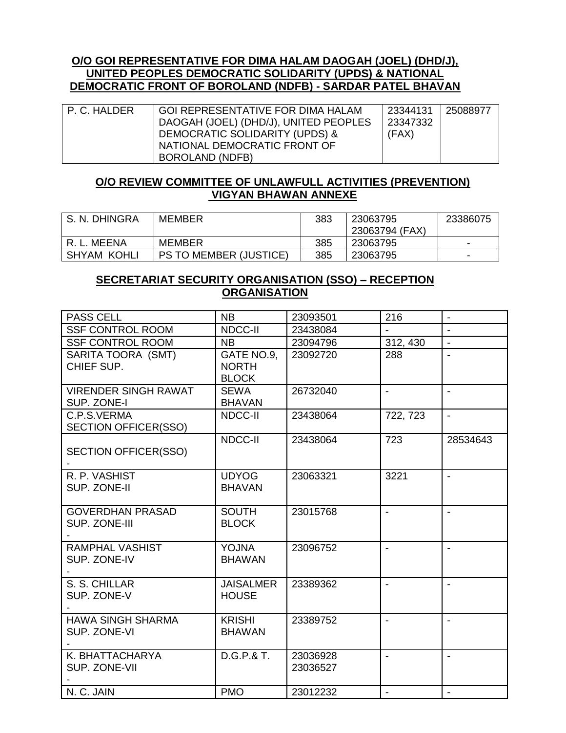## O/O GOI REPRESENTATIVE FOR DIMA HALAM DAOGAH (JOEL) (DHD/J), UNITED PEOPLES DEMOCRATIC SOLIDARITY (UPDS) & NATIONAL DEMOCRATIC FRONT OF BOROLAND (NDFB) - SARDAR PATEL BHAVAN

| | | | |
|---|---|---|---|
| P. C. HALDER | GOI REPRESENTATIVE FOR DIMA HALAM DAOGAH (JOEL) (DHD/J), UNITED PEOPLES DEMOCRATIC SOLIDARITY (UPDS) & NATIONAL DEMOCRATIC FRONT OF BOROLAND (NDFB) | 23344131 23347332 (FAX) | 25088977 |

## O/O REVIEW COMMITTEE OF UNLAWFULL ACTIVITIES (PREVENTION) VIGYAN BHAWAN ANNEXE

| | | | | |
|---|---|---|---|---|
| S. N. DHINGRA | MEMBER | 383 | 23063795 23063794 (FAX) | 23386075 |
| R. L. MEENA | MEMBER | 385 | 23063795 | - |
| SHYAM KOHLI | PS TO MEMBER (JUSTICE) | 385 | 23063795 | - |

## SECRETARIAT SECURITY ORGANISATION (SSO) – RECEPTION ORGANISATION

| | | | | |
|---|---|---|---|---|
| PASS CELL | NB | 23093501 | 216 | - |
| SSF CONTROL ROOM | NDCC-II | 23438084 | - | - |
| SSF CONTROL ROOM | NB | 23094796 | 312, 430 | - |
| SARITA TOORA (SMT) CHIEF SUP. | GATE NO.9, NORTH BLOCK | 23092720 | 288 | - |
| VIRENDER SINGH RAWAT SUP. ZONE-I | SEWA BHAVAN | 26732040 | - | - |
| C.P.S.VERMA SECTION OFFICER(SSO) | NDCC-II | 23438064 | 722, 723 | - |
| SECTION OFFICER(SSO) - | NDCC-II | 23438064 | 723 | 28534643 |
| R. P. VASHIST SUP. ZONE-II | UDYOG BHAVAN | 23063321 | 3221 | - |
| GOVERDHAN PRASAD SUP. ZONE-III - | SOUTH BLOCK | 23015768 | - | - |
| RAMPHAL VASHIST SUP. ZONE-IV - | YOJNA BHAWAN | 23096752 | - | - |
| S. S. CHILLAR SUP. ZONE-V - | JAISALMER HOUSE | 23389362 | - | - |
| HAWA SINGH SHARMA SUP. ZONE-VI - | KRISHI BHAWAN | 23389752 | - | - |
| K. BHATTACHARYA SUP. ZONE-VII - | D.G.P.& T. | 23036928 23036527 | - | - |
| N. C. JAIN | PMO | 23012232 | - | - |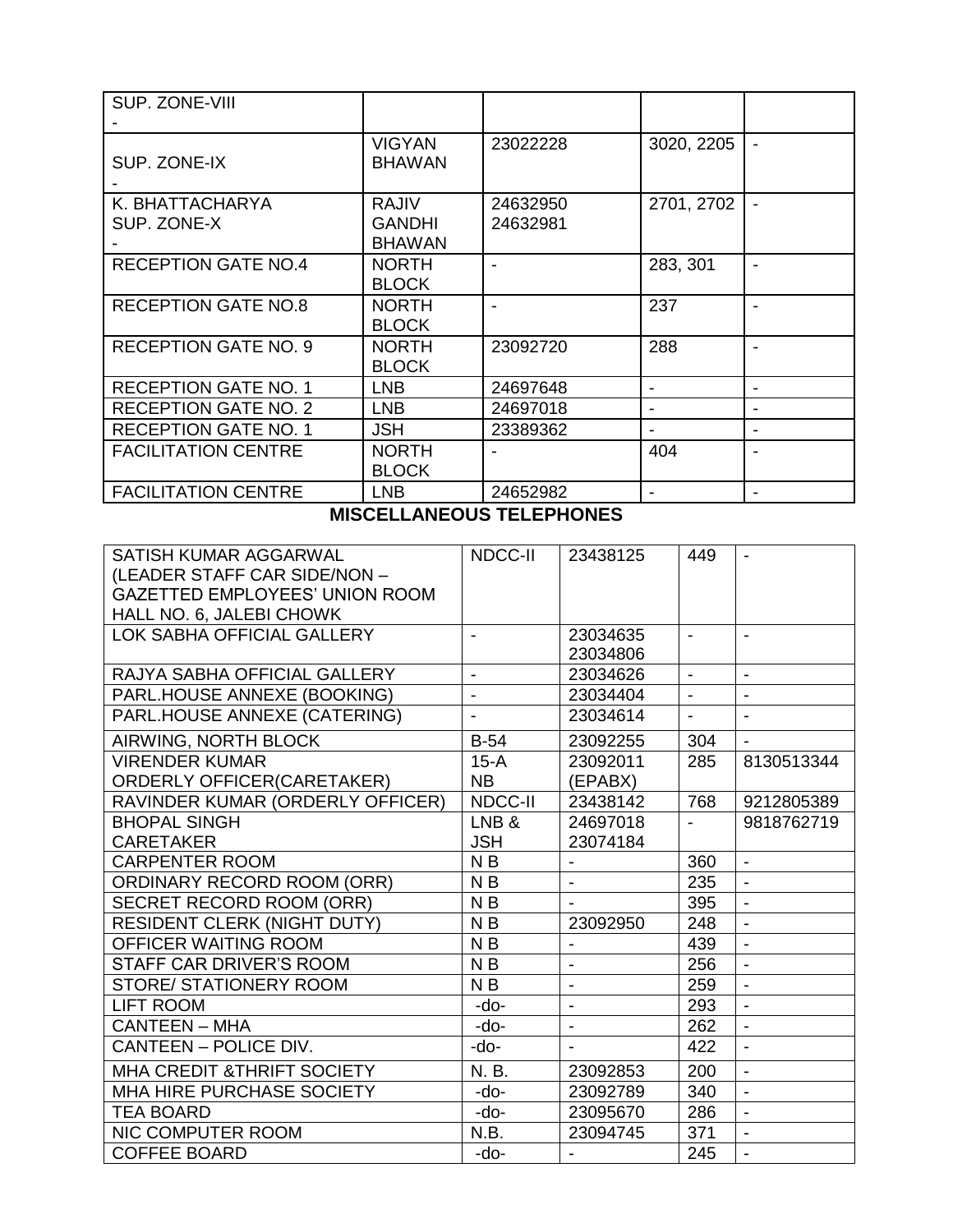| | | | | |
|---|---|---|---|---|
| SUP. ZONE-VIII<br>- | | | | |
| SUP. ZONE-IX<br>- | VIGYAN BHAWAN | 23022228 | 3020, 2205 | - |
| K. BHATTACHARYA<br>SUP. ZONE-X<br>- | RAJIV GANDHI BHAWAN | 24632950<br>24632981 | 2701, 2702 | - |
| RECEPTION GATE NO.4 | NORTH BLOCK | - | 283, 301 | - |
| RECEPTION GATE NO.8 | NORTH BLOCK | - | 237 | - |
| RECEPTION GATE NO. 9 | NORTH BLOCK | 23092720 | 288 | - |
| RECEPTION GATE NO. 1 | LNB | 24697648 | - | - |
| RECEPTION GATE NO. 2 | LNB | 24697018 | - | - |
| RECEPTION GATE NO. 1 | JSH | 23389362 | - | - |
| FACILITATION CENTRE | NORTH BLOCK | - | 404 | - |
| FACILITATION CENTRE | LNB | 24652982 | - | - |

**MISCELLANEOUS TELEPHONES**

| | | | | |
|---|---|---|---|---|
| SATISH KUMAR AGGARWAL<br>(LEADER STAFF CAR SIDE/NON – GAZETTED EMPLOYEES' UNION ROOM HALL NO. 6, JALEBI CHOWK | NDCC-II | 23438125 | 449 | - |
| LOK SABHA OFFICIAL GALLERY | - | 23034635<br>23034806 | - | - |
| RAJYA SABHA OFFICIAL GALLERY | - | 23034626 | - | - |
| PARL.HOUSE ANNEXE (BOOKING) | - | 23034404 | - | - |
| PARL.HOUSE ANNEXE (CATERING) | - | 23034614 | - | - |
| AIRWING, NORTH BLOCK | B-54 | 23092255 | 304 | - |
| VIRENDER KUMAR<br>ORDERLY OFFICER(CARETAKER) | 15-A<br>NB | 23092011<br>(EPABX) | 285 | 8130513344 |
| RAVINDER KUMAR (ORDERLY OFFICER) | NDCC-II | 23438142 | 768 | 9212805389 |
| BHOPAL SINGH<br>CARETAKER | LNB &<br>JSH | 24697018<br>23074184 | - | 9818762719 |
| CARPENTER ROOM | N B | - | 360 | - |
| ORDINARY RECORD ROOM (ORR) | N B | - | 235 | - |
| SECRET RECORD ROOM (ORR) | N B | - | 395 | - |
| RESIDENT CLERK (NIGHT DUTY) | N B | 23092950 | 248 | - |
| OFFICER WAITING ROOM | N B | - | 439 | - |
| STAFF CAR DRIVER'S ROOM | N B | - | 256 | - |
| STORE/ STATIONERY ROOM | N B | - | 259 | - |
| LIFT ROOM | -do- | - | 293 | - |
| CANTEEN – MHA | -do- | - | 262 | - |
| CANTEEN – POLICE DIV. | -do- | - | 422 | - |
| MHA CREDIT &THRIFT SOCIETY | N. B. | 23092853 | 200 | - |
| MHA HIRE PURCHASE SOCIETY | -do- | 23092789 | 340 | - |
| TEA BOARD | -do- | 23095670 | 286 | - |
| NIC COMPUTER ROOM | N.B. | 23094745 | 371 | - |
| COFFEE BOARD | -do- | - | 245 | - |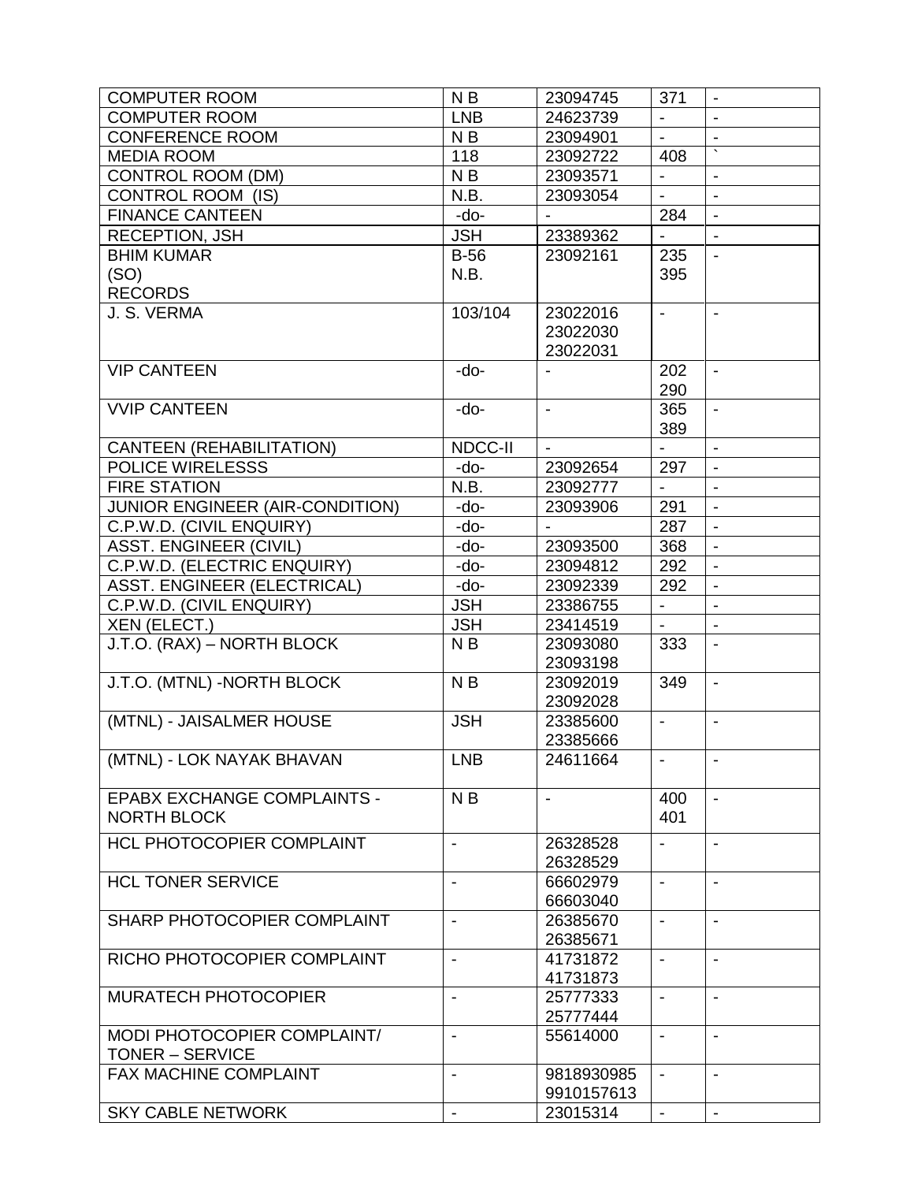| COMPUTER ROOM | N B | 23094745 | 371 | - |
|---|---|---|---|---|
| COMPUTER ROOM | LNB | 24623739 | - | - |
| CONFERENCE ROOM | N B | 23094901 | - | - |
| MEDIA ROOM | 118 | 23092722 | 408 | ` |
| CONTROL ROOM (DM) | N B | 23093571 | - | - |
| CONTROL ROOM (IS) | N.B. | 23093054 | - | - |
| FINANCE CANTEEN | -do- | - | 284 | - |
| RECEPTION, JSH | JSH | 23389362 | - | - |
| BHIM KUMAR<br>(SO)<br>RECORDS | B-56<br>N.B. | 23092161 | 235<br>395 | - |
| J. S. VERMA | 103/104 | 23022016<br>23022030<br>23022031 | - | - |
| VIP CANTEEN | -do- | - | 202<br>290 | - |
| VVIP CANTEEN | -do- | - | 365<br>389 | - |
| CANTEEN (REHABILITATION) | NDCC-II | - | - | - |
| POLICE WIRELESSS | -do- | 23092654 | 297 | - |
| FIRE STATION | N.B. | 23092777 | - | - |
| JUNIOR ENGINEER (AIR-CONDITION) | -do- | 23093906 | 291 | - |
| C.P.W.D. (CIVIL ENQUIRY) | -do- | - | 287 | - |
| ASST. ENGINEER (CIVIL) | -do- | 23093500 | 368 | - |
| C.P.W.D. (ELECTRIC ENQUIRY) | -do- | 23094812 | 292 | - |
| ASST. ENGINEER (ELECTRICAL) | -do- | 23092339 | 292 | - |
| C.P.W.D. (CIVIL ENQUIRY) | JSH | 23386755 | - | - |
| XEN (ELECT.) | JSH | 23414519 | - | - |
| J.T.O. (RAX) – NORTH BLOCK | N B | 23093080<br>23093198 | 333 | - |
| J.T.O. (MTNL) -NORTH BLOCK | N B | 23092019<br>23092028 | 349 | - |
| (MTNL) - JAISALMER HOUSE | JSH | 23385600<br>23385666 | - | - |
| (MTNL) - LOK NAYAK BHAVAN | LNB | 24611664 | - | - |
| EPABX EXCHANGE COMPLAINTS - NORTH BLOCK | N B | - | 400<br>401 | - |
| HCL PHOTOCOPIER COMPLAINT | - | 26328528<br>26328529 | - | - |
| HCL TONER SERVICE | - | 66602979<br>66603040 | - | - |
| SHARP PHOTOCOPIER COMPLAINT | - | 26385670<br>26385671 | - | - |
| RICHO PHOTOCOPIER COMPLAINT | - | 41731872<br>41731873 | - | - |
| MURATECH PHOTOCOPIER | - | 25777333<br>25777444 | - | - |
| MODI PHOTOCOPIER COMPLAINT/ TONER – SERVICE | - | 55614000 | - | - |
| FAX MACHINE COMPLAINT | - | 9818930985<br>9910157613 | - | - |
| SKY CABLE NETWORK | - | 23015314 | - | - |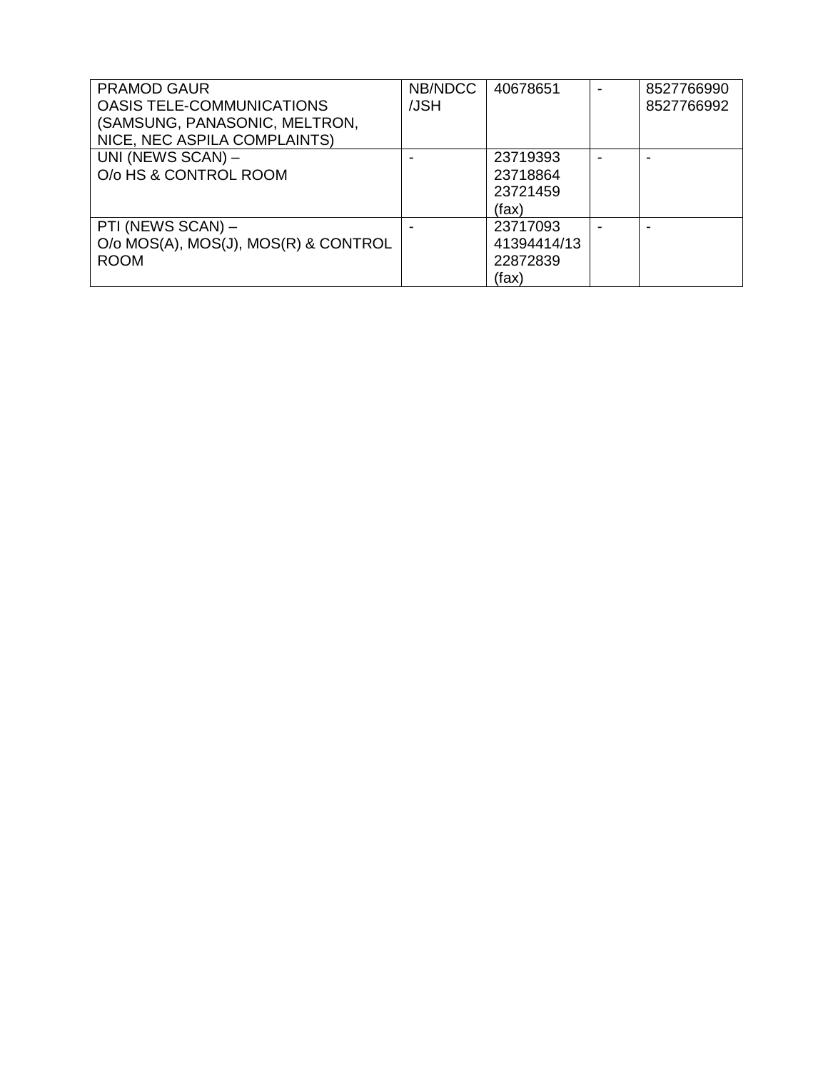| PRAMOD GAUR<br>OASIS TELE-COMMUNICATIONS<br>(SAMSUNG, PANASONIC, MELTRON, NICE, NEC ASPILA COMPLAINTS) | NB/NDCC/JSH | 40678651 | - | 8527766990<br>8527766992 |
|---|---|---|---|---|
| UNI (NEWS SCAN) –<br>O/o HS & CONTROL ROOM | - | 23719393<br>23718864<br>23721459 (fax) | - | - |
| PTI (NEWS SCAN) –<br>O/o MOS(A), MOS(J), MOS(R) & CONTROL ROOM | - | 23717093<br>41394414/13<br>22872839 (fax) | - | - |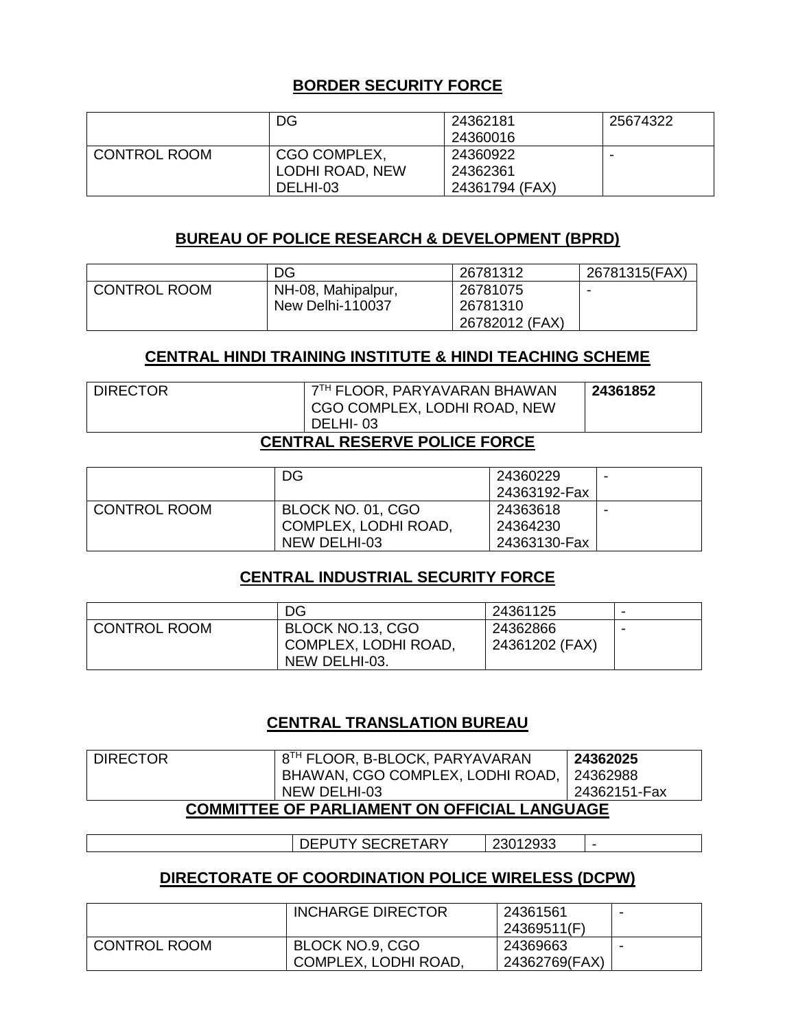## BORDER SECURITY FORCE

| | | | |
|---|---|---|---|
| | DG | 24362181<br>24360016 | 25674322 |
| CONTROL ROOM | CGO COMPLEX, LODHI ROAD, NEW DELHI-03 | 24360922<br>24362361<br>24361794 (FAX) | - |

## BUREAU OF POLICE RESEARCH & DEVELOPMENT (BPRD)

| | | | |
|---|---|---|---|
| | DG | 26781312 | 26781315(FAX) |
| CONTROL ROOM | NH-08, Mahipalpur, New Delhi-110037 | 26781075<br>26781310<br>26782012 (FAX) | - |

## CENTRAL HINDI TRAINING INSTITUTE & HINDI TEACHING SCHEME

| | | |
|---|---|---|
| DIRECTOR | 7TH FLOOR, PARYAVARAN BHAWAN CGO COMPLEX, LODHI ROAD, NEW DELHI- 03 | **24361852** |

## CENTRAL RESERVE POLICE FORCE

| | | | |
|---|---|---|---|
| | DG | 24360229<br>24363192-Fax | - |
| CONTROL ROOM | BLOCK NO. 01, CGO COMPLEX, LODHI ROAD, NEW DELHI-03 | 24363618<br>24364230<br>24363130-Fax | - |

## CENTRAL INDUSTRIAL SECURITY FORCE

| | | | |
|---|---|---|---|
| | DG | 24361125 | - |
| CONTROL ROOM | BLOCK NO.13, CGO COMPLEX, LODHI ROAD, NEW DELHI-03. | 24362866<br>24361202 (FAX) | - |

## CENTRAL TRANSLATION BUREAU

| | | |
|---|---|---|
| DIRECTOR | 8TH FLOOR, B-BLOCK, PARYAVARAN BHAWAN, CGO COMPLEX, LODHI ROAD, NEW DELHI-03 | **24362025**<br>24362988<br>24362151-Fax |

## COMMITTEE OF PARLIAMENT ON OFFICIAL LANGUAGE

| | | | |
|---|---|---|---|
| | DEPUTY SECRETARY | 23012933 | - |

## DIRECTORATE OF COORDINATION POLICE WIRELESS (DCPW)

| | | | |
|---|---|---|---|
| | INCHARGE DIRECTOR | 24361561<br>24369511(F) | - |
| CONTROL ROOM | BLOCK NO.9, CGO COMPLEX, LODHI ROAD, | 24369663<br>24362769(FAX) | - |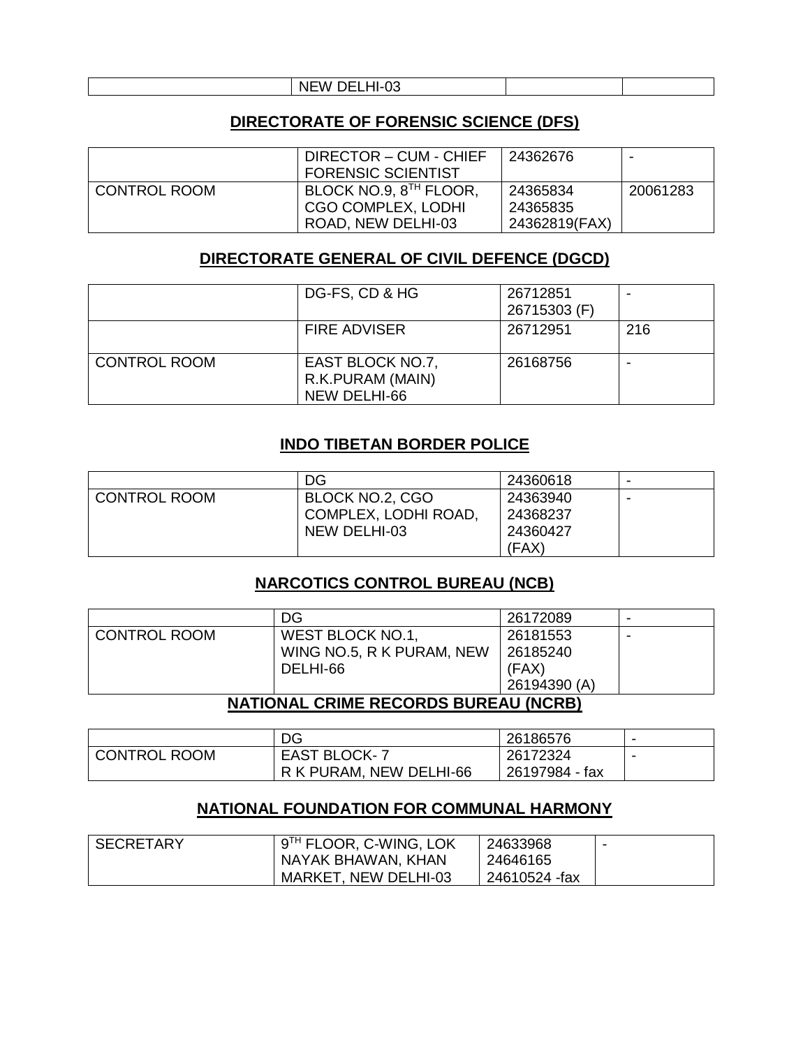| | NEW DELHI-03 | | |
|---|---|---|---|

## DIRECTORATE OF FORENSIC SCIENCE (DFS)

| | DIRECTOR – CUM - CHIEF FORENSIC SCIENTIST | 24362676 | - |
|---|---|---|---|
| CONTROL ROOM | BLOCK NO.9, 8TH FLOOR, CGO COMPLEX, LODHI ROAD, NEW DELHI-03 | 24365834<br>24365835<br>24362819(FAX) | 20061283 |

## DIRECTORATE GENERAL OF CIVIL DEFENCE (DGCD)

| | DG-FS, CD & HG | 26712851<br>26715303 (F) | - |
|---|---|---|---|
| | FIRE ADVISER | 26712951 | 216 |
| CONTROL ROOM | EAST BLOCK NO.7, R.K.PURAM (MAIN) NEW DELHI-66 | 26168756 | - |

## INDO TIBETAN BORDER POLICE

| | DG | 24360618 | - |
|---|---|---|---|
| CONTROL ROOM | BLOCK NO.2, CGO COMPLEX, LODHI ROAD, NEW DELHI-03 | 24363940<br>24368237<br>24360427 (FAX) | - |

## NARCOTICS CONTROL BUREAU (NCB)

| | DG | 26172089 | - |
|---|---|---|---|
| CONTROL ROOM | WEST BLOCK NO.1, WING NO.5, R K PURAM, NEW DELHI-66 | 26181553<br>26185240 (FAX)<br>26194390 (A) | - |

## NATIONAL CRIME RECORDS BUREAU (NCRB)

| | DG | 26186576 | - |
|---|---|---|---|
| CONTROL ROOM | EAST BLOCK- 7 R K PURAM, NEW DELHI-66 | 26172324<br>26197984 - fax | - |

## NATIONAL FOUNDATION FOR COMMUNAL HARMONY

| SECRETARY | 9TH FLOOR, C-WING, LOK NAYAK BHAWAN, KHAN MARKET, NEW DELHI-03 | 24633968<br>24646165<br>24610524 -fax | - |
|---|---|---|---|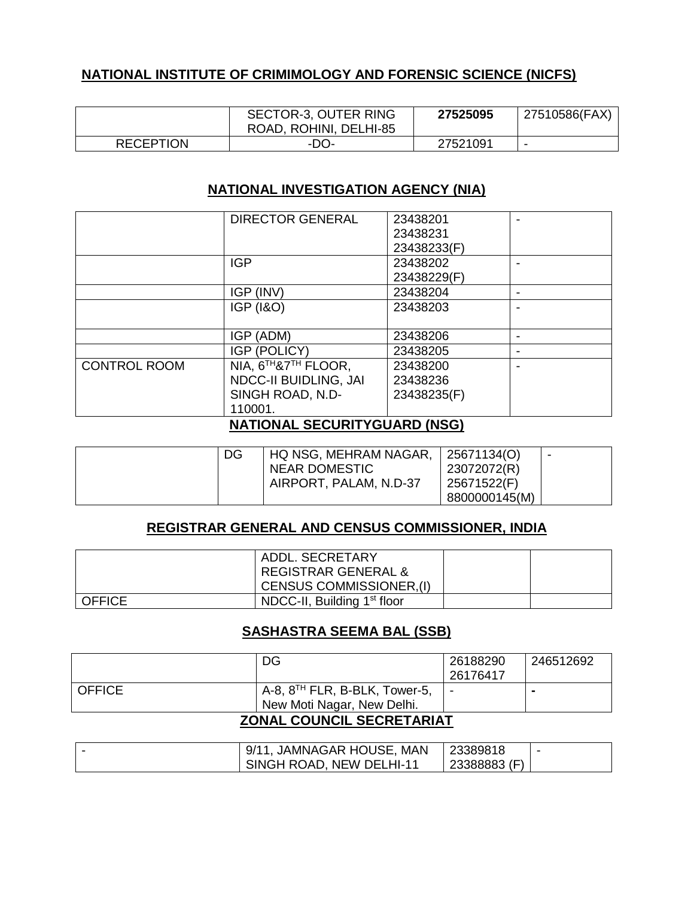## NATIONAL INSTITUTE OF CRIMIMOLOGY AND FORENSIC SCIENCE (NICFS)

| | | | |
|---|---|---|---|
| | SECTOR-3, OUTER RING ROAD, ROHINI, DELHI-85 | **27525095** | 27510586(FAX) |
| RECEPTION | -DO- | 27521091 | - |

## NATIONAL INVESTIGATION AGENCY (NIA)

| | | | |
|---|---|---|---|
| | DIRECTOR GENERAL | 23438201<br>23438231<br>23438233(F) | - |
| | IGP | 23438202<br>23438229(F) | - |
| | IGP (INV) | 23438204 | - |
| | IGP (I&O) | 23438203 | - |
| | IGP (ADM) | 23438206 | - |
| | IGP (POLICY) | 23438205 | - |
| CONTROL ROOM | NIA, 6TH&7TH FLOOR, NDCC-II BUIDLING, JAI SINGH ROAD, N.D-110001. | 23438200<br>23438236<br>23438235(F) | - |

## NATIONAL SECURITYGUARD (NSG)

| | | | | |
|---|---|---|---|---|
| | DG | HQ NSG, MEHRAM NAGAR, NEAR DOMESTIC AIRPORT, PALAM, N.D-37 | 25671134(O)<br>23072072(R)<br>25671522(F)<br>8800000145(M) | - |

## REGISTRAR GENERAL AND CENSUS COMMISSIONER, INDIA

| | | | |
|---|---|---|---|
| | ADDL. SECRETARY REGISTRAR GENERAL & CENSUS COMMISSIONER,(I) | | |
| OFFICE | NDCC-II, Building 1st floor | | |

## SASHASTRA SEEMA BAL (SSB)

| | | | |
|---|---|---|---|
| | DG | 26188290<br>26176417 | 246512692 |
| OFFICE | A-8, 8TH FLR, B-BLK, Tower-5, New Moti Nagar, New Delhi. | - | - |

## ZONAL COUNCIL SECRETARIAT

| | | | |
|---|---|---|---|
| - | 9/11, JAMNAGAR HOUSE, MAN SINGH ROAD, NEW DELHI-11 | 23389818<br>23388883 (F) | - |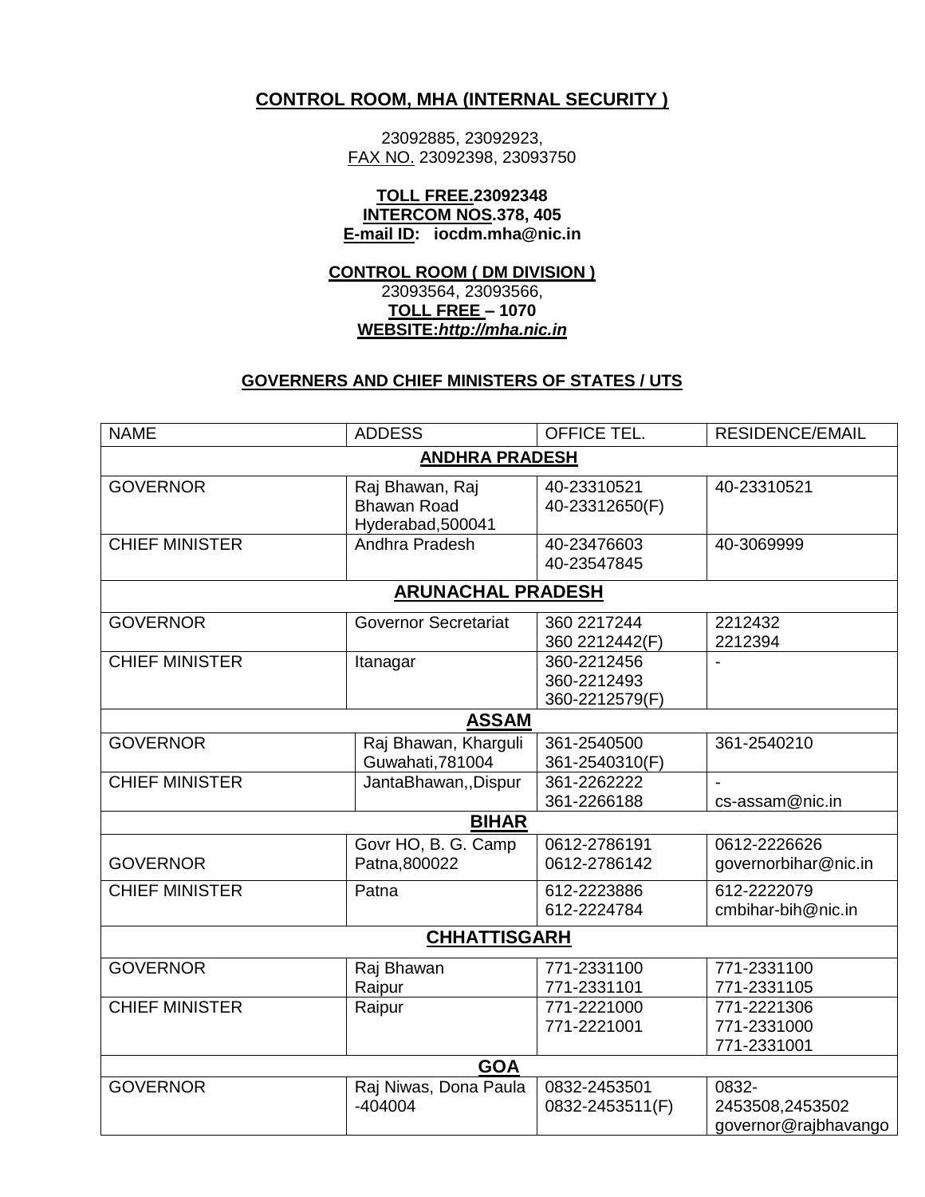## CONTROL ROOM, MHA (INTERNAL SECURITY )

23092885, 23092923,
FAX NO. 23092398, 23093750

**TOLL FREE.23092348**
**INTERCOM NOS.378, 405**
**E-mail ID: iocdm.mha@nic.in**

**CONTROL ROOM ( DM DIVISION )**
23093564, 23093566,
**TOLL FREE – 1070**
**WEBSITE:*http://mha.nic.in***

### GOVERNERS AND CHIEF MINISTERS OF STATES / UTS

| NAME | ADDESS | OFFICE TEL. | RESIDENCE/EMAIL |
|---|---|---|---|
| **ANDHRA PRADESH** | | | |
| GOVERNOR | Raj Bhawan, Raj Bhawan Road Hyderabad,500041 | 40-23310521<br>40-23312650(F) | 40-23310521 |
| CHIEF MINISTER | Andhra Pradesh | 40-23476603<br>40-23547845 | 40-3069999 |
| **ARUNACHAL PRADESH** | | | |
| GOVERNOR | Governor Secretariat | 360 2217244<br>360 2212442(F) | 2212432<br>2212394 |
| CHIEF MINISTER | Itanagar | 360-2212456<br>360-2212493<br>360-2212579(F) | - |
| **ASSAM** | | | |
| GOVERNOR | Raj Bhawan, Kharguli Guwahati,781004 | 361-2540500<br>361-2540310(F) | 361-2540210 |
| CHIEF MINISTER | JantaBhawan,,Dispur | 361-2262222<br>361-2266188 | -<br>cs-assam@nic.in |
| **BIHAR** | | | |
| GOVERNOR | Govr HO, B. G. Camp Patna,800022 | 0612-2786191<br>0612-2786142 | 0612-2226626<br>governorbihar@nic.in |
| CHIEF MINISTER | Patna | 612-2223886<br>612-2224784 | 612-2222079<br>cmbihar-bih@nic.in |
| **CHHATTISGARH** | | | |
| GOVERNOR | Raj Bhawan<br>Raipur | 771-2331100<br>771-2331101 | 771-2331100<br>771-2331105 |
| CHIEF MINISTER | Raipur | 771-2221000<br>771-2221001 | 771-2221306<br>771-2331000<br>771-2331001 |
| **GOA** | | | |
| GOVERNOR | Raj Niwas, Dona Paula -404004 | 0832-2453501<br>0832-2453511(F) | 0832-2453508,2453502<br>governor@rajbhavango |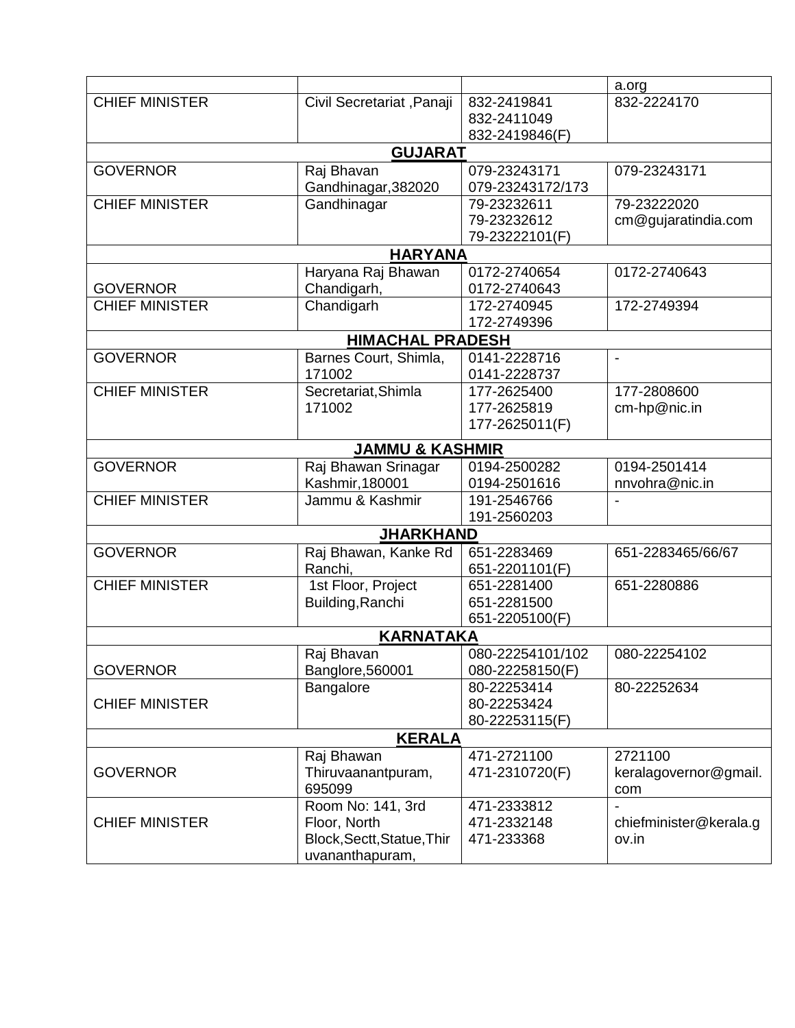| | | | |
|---|---|---|---|
| | | | a.org |
| CHIEF MINISTER | Civil Secretariat ,Panaji | 832-2419841<br>832-2411049<br>832-2419846(F) | 832-2224170 |
| **GUJARAT** | | | |
| GOVERNOR | Raj Bhavan<br>Gandhinagar,382020 | 079-23243171<br>079-23243172/173 | 079-23243171 |
| CHIEF MINISTER | Gandhinagar | 79-23232611<br>79-23232612<br>79-23222101(F) | 79-23222020<br>cm@gujaratindia.com |
| **HARYANA** | | | |
| GOVERNOR | Haryana Raj Bhawan<br>Chandigarh, | 0172-2740654<br>0172-2740643 | 0172-2740643 |
| CHIEF MINISTER | Chandigarh | 172-2740945<br>172-2749396 | 172-2749394 |
| **HIMACHAL PRADESH** | | | |
| GOVERNOR | Barnes Court, Shimla,<br>171002 | 0141-2228716<br>0141-2228737 | - |
| CHIEF MINISTER | Secretariat,Shimla<br>171002 | 177-2625400<br>177-2625819<br>177-2625011(F) | 177-2808600<br>cm-hp@nic.in |
| **JAMMU & KASHMIR** | | | |
| GOVERNOR | Raj Bhawan Srinagar<br>Kashmir,180001 | 0194-2500282<br>0194-2501616 | 0194-2501414<br>nnvohra@nic.in |
| CHIEF MINISTER | Jammu & Kashmir | 191-2546766<br>191-2560203 | - |
| **JHARKHAND** | | | |
| GOVERNOR | Raj Bhawan, Kanke Rd<br>Ranchi, | 651-2283469<br>651-2201101(F) | 651-2283465/66/67 |
| CHIEF MINISTER | 1st Floor, Project<br>Building,Ranchi | 651-2281400<br>651-2281500<br>651-2205100(F) | 651-2280886 |
| **KARNATAKA** | | | |
| GOVERNOR | Raj Bhavan<br>Banglore,560001 | 080-22254101/102<br>080-22258150(F) | 080-22254102 |
| CHIEF MINISTER | Bangalore | 80-22253414<br>80-22253424<br>80-22253115(F) | 80-22252634 |
| **KERALA** | | | |
| GOVERNOR | Raj Bhawan<br>Thiruvaanantpuram,<br>695099 | 471-2721100<br>471-2310720(F) | 2721100<br>keralagovernor@gmail.com |
| CHIEF MINISTER | Room No: 141, 3rd<br>Floor, North<br>Block,Sectt,Statue,Thiruvananthapuram, | 471-2333812<br>471-2332148<br>471-233368 | -<br>chiefminister@kerala.gov.in |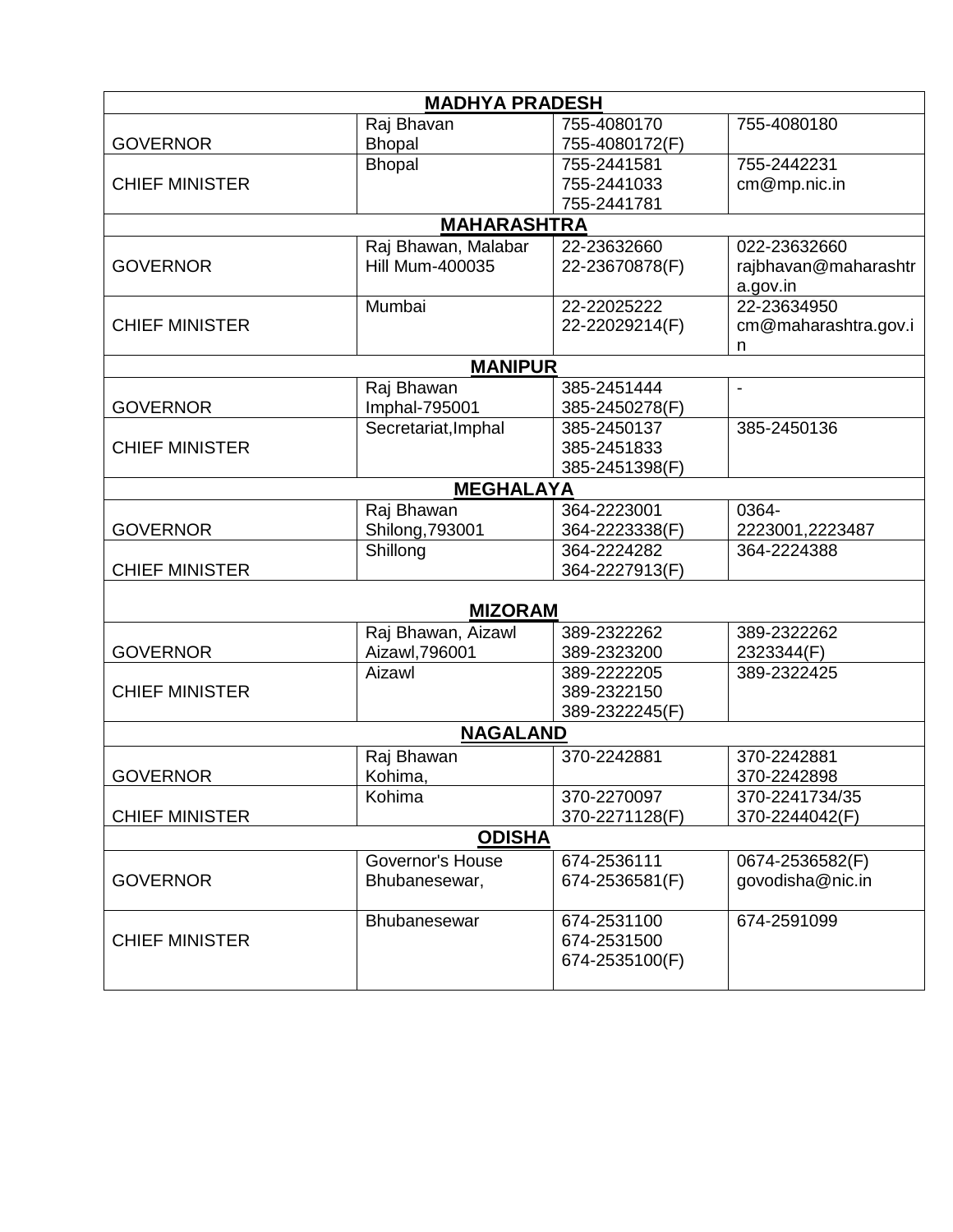| | | | |
|---|---|---|---|
| **MADHYA PRADESH** | | | |
| GOVERNOR | Raj Bhavan Bhopal | 755-4080170 755-4080172(F) | 755-4080180 |
| CHIEF MINISTER | Bhopal | 755-2441581 755-2441033 755-2441781 | 755-2442231 cm@mp.nic.in |
| **MAHARASHTRA** | | | |
| GOVERNOR | Raj Bhawan, Malabar Hill Mum-400035 | 22-23632660 22-23670878(F) | 022-23632660 rajbhavan@maharashtra.gov.in |
| CHIEF MINISTER | Mumbai | 22-22025222 22-22029214(F) | 22-23634950 cm@maharashtra.gov.in |
| **MANIPUR** | | | |
| GOVERNOR | Raj Bhawan Imphal-795001 | 385-2451444 385-2450278(F) | - |
| CHIEF MINISTER | Secretariat,Imphal | 385-2450137 385-2451833 385-2451398(F) | 385-2450136 |
| **MEGHALAYA** | | | |
| GOVERNOR | Raj Bhawan Shilong,793001 | 364-2223001 364-2223338(F) | 0364-2223001,2223487 |
| CHIEF MINISTER | Shillong | 364-2224282 364-2227913(F) | 364-2224388 |
| **MIZORAM** | | | |
| GOVERNOR | Raj Bhawan, Aizawl Aizawl,796001 | 389-2322262 389-2323200 | 389-2322262 2323344(F) |
| CHIEF MINISTER | Aizawl | 389-2222205 389-2322150 389-2322245(F) | 389-2322425 |
| **NAGALAND** | | | |
| GOVERNOR | Raj Bhawan Kohima, | 370-2242881 | 370-2242881 370-2242898 |
| CHIEF MINISTER | Kohima | 370-2270097 370-2271128(F) | 370-2241734/35 370-2244042(F) |
| **ODISHA** | | | |
| GOVERNOR | Governor's House Bhubanesewar, | 674-2536111 674-2536581(F) | 0674-2536582(F) govodisha@nic.in |
| CHIEF MINISTER | Bhubanesewar | 674-2531100 674-2531500 674-2535100(F) | 674-2591099 |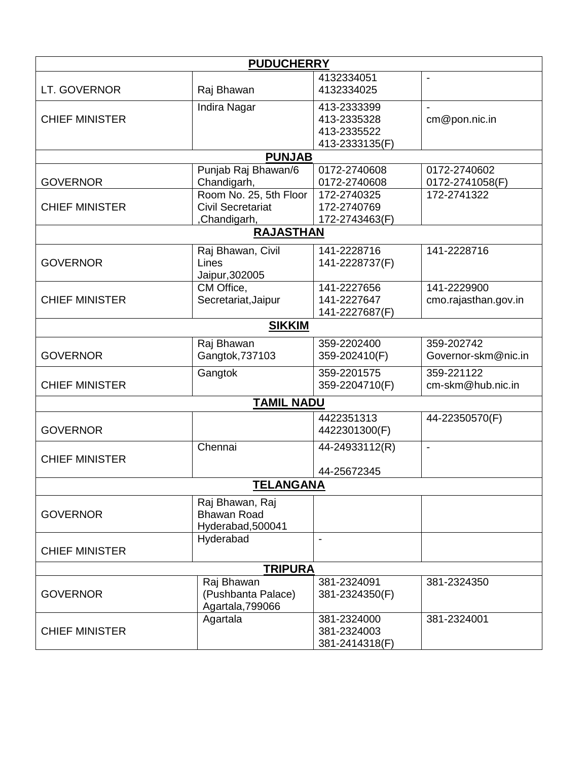| PUDUCHERRY | | | |
|---|---|---|---|
| LT. GOVERNOR | Raj Bhawan | 4132334051<br>4132334025 | - |
| CHIEF MINISTER | Indira Nagar | 413-2333399<br>413-2335328<br>413-2335522<br>413-2333135(F) | -<br>cm@pon.nic.in |
| **PUNJAB** | | | |
| GOVERNOR | Punjab Raj Bhawan/6 Chandigarh, | 0172-2740608<br>0172-2740608 | 0172-2740602<br>0172-2741058(F) |
| CHIEF MINISTER | Room No. 25, 5th Floor Civil Secretariat ,Chandigarh, | 172-2740325<br>172-2740769<br>172-2743463(F) | 172-2741322 |
| **RAJASTHAN** | | | |
| GOVERNOR | Raj Bhawan, Civil Lines Jaipur,302005 | 141-2228716<br>141-2228737(F) | 141-2228716 |
| CHIEF MINISTER | CM Office, Secretariat,Jaipur | 141-2227656<br>141-2227647<br>141-2227687(F) | 141-2229900<br>cmo.rajasthan.gov.in |
| **SIKKIM** | | | |
| GOVERNOR | Raj Bhawan Gangtok,737103 | 359-2202400<br>359-202410(F) | 359-202742<br>Governor-skm@nic.in |
| CHIEF MINISTER | Gangtok | 359-2201575<br>359-2204710(F) | 359-221122<br>cm-skm@hub.nic.in |
| **TAMIL NADU** | | | |
| GOVERNOR | | 4422351313<br>4422301300(F) | 44-22350570(F) |
| CHIEF MINISTER | Chennai | 44-24933112(R)<br><br>44-25672345 | - |
| **TELANGANA** | | | |
| GOVERNOR | Raj Bhawan, Raj Bhawan Road Hyderabad,500041 | | |
| CHIEF MINISTER | Hyderabad | - | |
| **TRIPURA** | | | |
| GOVERNOR | Raj Bhawan (Pushbanta Palace) Agartala,799066 | 381-2324091<br>381-2324350(F) | 381-2324350 |
| CHIEF MINISTER | Agartala | 381-2324000<br>381-2324003<br>381-2414318(F) | 381-2324001 |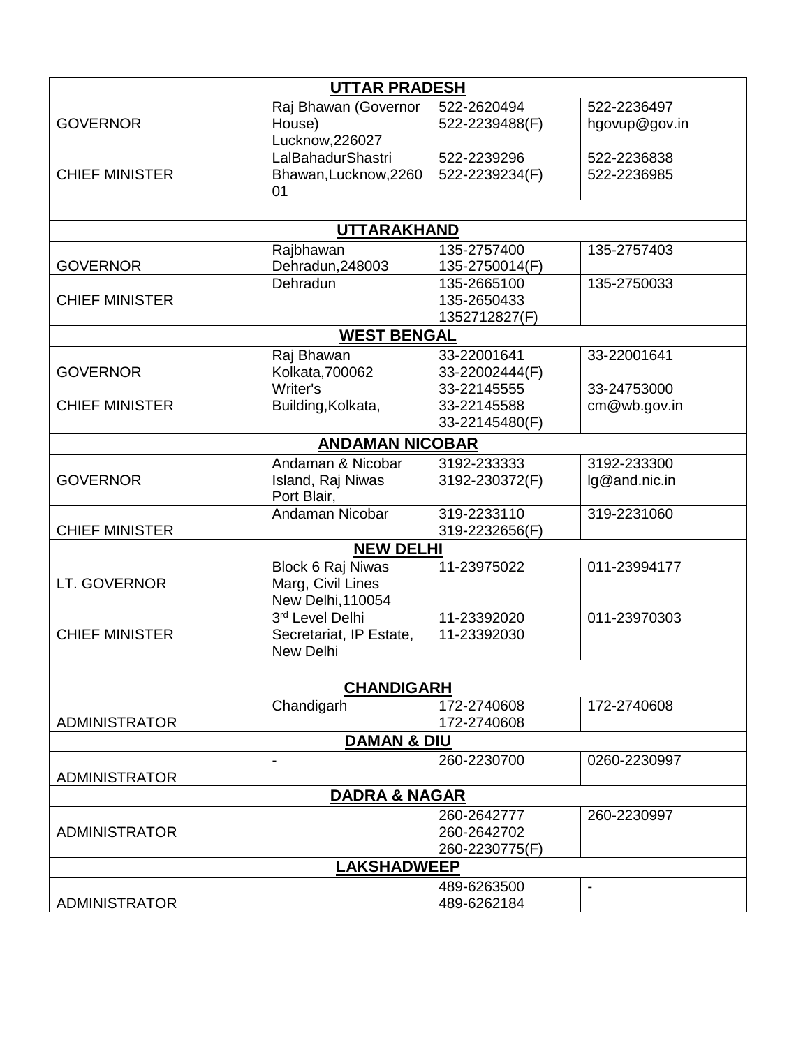| | | | |
|---|---|---|---|
| **UTTAR PRADESH** | | | |
| GOVERNOR | Raj Bhawan (Governor House) Lucknow,226027 | 522-2620494 522-2239488(F) | 522-2236497 hgovup@gov.in |
| CHIEF MINISTER | LalBahadurShastri Bhawan,Lucknow,226001 | 522-2239296 522-2239234(F) | 522-2236838 522-2236985 |
| | | | |
| **UTTARAKHAND** | | | |
| GOVERNOR | Rajbhawan Dehradun,248003 | 135-2757400 135-2750014(F) | 135-2757403 |
| CHIEF MINISTER | Dehradun | 135-2665100 135-2650433 1352712827(F) | 135-2750033 |
| **WEST BENGAL** | | | |
| GOVERNOR | Raj Bhawan Kolkata,700062 | 33-22001641 33-22002444(F) | 33-22001641 |
| CHIEF MINISTER | Writer's Building,Kolkata, | 33-22145555 33-22145588 33-22145480(F) | 33-24753000 cm@wb.gov.in |
| **ANDAMAN NICOBAR** | | | |
| GOVERNOR | Andaman & Nicobar Island, Raj Niwas Port Blair, | 3192-233333 3192-230372(F) | 3192-233300 lg@and.nic.in |
| CHIEF MINISTER | Andaman Nicobar | 319-2233110 319-2232656(F) | 319-2231060 |
| **NEW DELHI** | | | |
| LT. GOVERNOR | Block 6 Raj Niwas Marg, Civil Lines New Delhi,110054 | 11-23975022 | 011-23994177 |
| CHIEF MINISTER | 3rd Level Delhi Secretariat, IP Estate, New Delhi | 11-23392020 11-23392030 | 011-23970303 |
| **CHANDIGARH** | | | |
| ADMINISTRATOR | Chandigarh | 172-2740608 172-2740608 | 172-2740608 |
| **DAMAN & DIU** | | | |
| ADMINISTRATOR | - | 260-2230700 | 0260-2230997 |
| **DADRA & NAGAR** | | | |
| ADMINISTRATOR | | 260-2642777 260-2642702 260-2230775(F) | 260-2230997 |
| **LAKSHADWEEP** | | | |
| ADMINISTRATOR | | 489-6263500 489-6262184 | - |